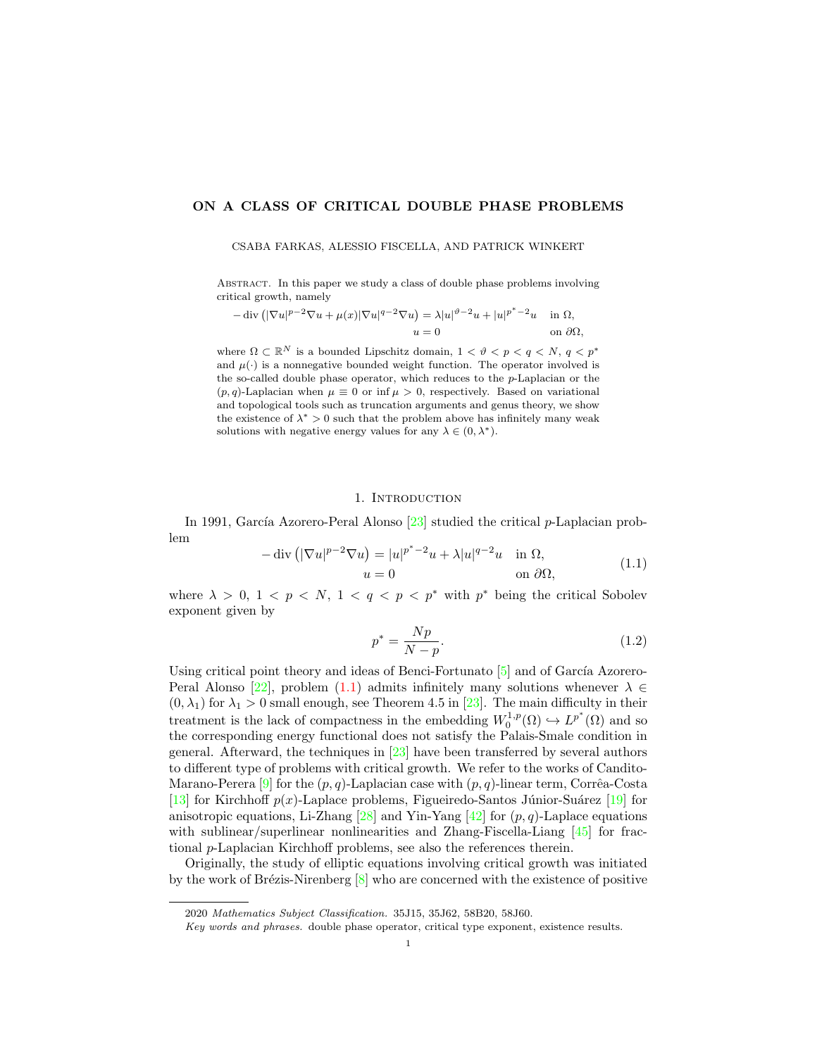# ON A CLASS OF CRITICAL DOUBLE PHASE PROBLEMS

CSABA FARKAS, ALESSIO FISCELLA, AND PATRICK WINKERT

Abstract. In this paper we study a class of double phase problems involving critical growth, namely

$$
\begin{aligned}
-\operatorname{div}\left(|\nabla u|^{p-2}\nabla u+\mu(x)|\nabla u|^{q-2}\nabla u\right) &= \lambda|u|^{\vartheta-2}u+|u|^{p^*-2}u \quad \text{in } \Omega,\\
u &= 0 \quad \text{on } \partial\Omega,
\end{aligned}
$$

where $\Omega\subset\mathbb{R}^N$ is a bounded Lipschitz domain, $1<\vartheta<p<q<N$, $q<p^*$ and $\mu(\cdot)$ is a nonnegative bounded weight function. The operator involved is the so-called double phase operator, which reduces to the $p$-Laplacian or the $(p,q)$-Laplacian when $\mu\equiv 0$ or $\inf\mu>0$, respectively. Based on variational and topological tools such as truncation arguments and genus theory, we show the existence of $\lambda^*>0$ such that the problem above has infinitely many weak solutions with negative energy values for any $\lambda\in(0,\lambda^*)$.

## 1. Introduction

In 1991, García Azorero-Peral Alonso [23] studied the critical $p$-Laplacian problem

$$
\begin{aligned}
-\operatorname{div}\left(|\nabla u|^{p-2}\nabla u\right) &= |u|^{p^*-2}u+\lambda|u|^{q-2}u \quad \text{in } \Omega,\\
u &= 0 \quad \text{on } \partial\Omega,
\end{aligned}
\tag{1.1}
$$

where $\lambda>0$, $1<p<N$, $1<q<p<p^*$ with $p^*$ being the critical Sobolev exponent given by

$$
p^*=\frac{Np}{N-p}. \tag{1.2}
$$

Using critical point theory and ideas of Benci-Fortunato [5] and of García Azorero-Peral Alonso [22], problem (1.1) admits infinitely many solutions whenever $\lambda\in(0,\lambda_1)$ for $\lambda_1>0$ small enough, see Theorem 4.5 in [23]. The main difficulty in their treatment is the lack of compactness in the embedding $W_0^{1,p}(\Omega)\hookrightarrow L^{p^*}(\Omega)$ and so the corresponding energy functional does not satisfy the Palais-Smale condition in general. Afterward, the techniques in [23] have been transferred by several authors to different type of problems with critical growth. We refer to the works of Candito-Marano-Perera [9] for the $(p,q)$-Laplacian case with $(p,q)$-linear term, Corrêa-Costa [13] for Kirchhoff $p(x)$-Laplace problems, Figueiredo-Santos Júnior-Suárez [19] for anisotropic equations, Li-Zhang [28] and Yin-Yang [42] for $(p,q)$-Laplace equations with sublinear/superlinear nonlinearities and Zhang-Fiscella-Liang [45] for fractional $p$-Laplacian Kirchhoff problems, see also the references therein.

Originally, the study of elliptic equations involving critical growth was initiated by the work of Brézis-Nirenberg [8] who are concerned with the existence of positive

---

2020 *Mathematics Subject Classification.* 35J15, 35J62, 58B20, 58J60.

*Key words and phrases.* double phase operator, critical type exponent, existence results.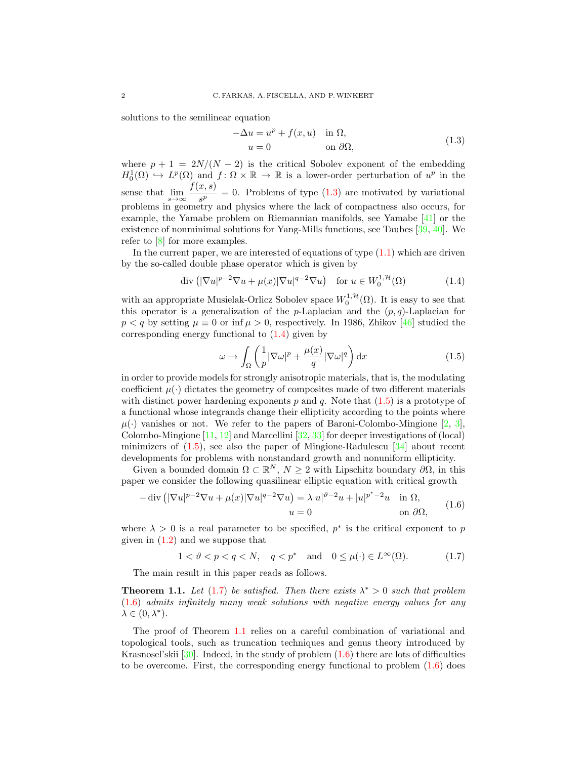solutions to the semilinear equation

$$
\begin{aligned}
-\Delta u &= u^p + f(x,u) \quad \text{in } \Omega,\\
u &= 0 \quad \text{on } \partial\Omega,
\end{aligned}
\tag{1.3}
$$

where $p+1 = 2N/(N-2)$ is the critical Sobolev exponent of the embedding $H_0^1(\Omega) \hookrightarrow L^p(\Omega)$ and $f\colon \Omega\times\mathbb{R}\to\mathbb{R}$ is a lower-order perturbation of $u^p$ in the sense that $\lim\limits_{s\to\infty}\dfrac{f(x,s)}{s^p}=0$. Problems of type (1.3) are motivated by variational problems in geometry and physics where the lack of compactness also occurs, for example, the Yamabe problem on Riemannian manifolds, see Yamabe [41] or the existence of nonminimal solutions for Yang-Mills functions, see Taubes [39, 40]. We refer to [8] for more examples.

In the current paper, we are interested of equations of type (1.1) which are driven by the so-called double phase operator which is given by

$$
\operatorname{div}\left(|\nabla u|^{p-2}\nabla u + \mu(x)|\nabla u|^{q-2}\nabla u\right) \quad \text{for } u \in W_0^{1,\mathcal{H}}(\Omega)
\tag{1.4}
$$

with an appropriate Musielak-Orlicz Sobolev space $W_0^{1,\mathcal{H}}(\Omega)$. It is easy to see that this operator is a generalization of the $p$-Laplacian and the $(p,q)$-Laplacian for $p<q$ by setting $\mu\equiv 0$ or $\inf\mu>0$, respectively. In 1986, Zhikov [46] studied the corresponding energy functional to (1.4) given by

$$
\omega \mapsto \int_\Omega \left(\frac{1}{p}|\nabla\omega|^p + \frac{\mu(x)}{q}|\nabla\omega|^q\right)\mathrm{d}x
\tag{1.5}
$$

in order to provide models for strongly anisotropic materials, that is, the modulating coefficient $\mu(\cdot)$ dictates the geometry of composites made of two different materials with distinct power hardening exponents $p$ and $q$. Note that (1.5) is a prototype of a functional whose integrands change their ellipticity according to the points where $\mu(\cdot)$ vanishes or not. We refer to the papers of Baroni-Colombo-Mingione [2, 3], Colombo-Mingione [11, 12] and Marcellini [32, 33] for deeper investigations of (local) minimizers of (1.5), see also the paper of Mingione-Rădulescu [34] about recent developments for problems with nonstandard growth and nonuniform ellipticity.

Given a bounded domain $\Omega\subset\mathbb{R}^N$, $N\geq 2$ with Lipschitz boundary $\partial\Omega$, in this paper we consider the following quasilinear elliptic equation with critical growth

$$
\begin{aligned}
-\operatorname{div}\left(|\nabla u|^{p-2}\nabla u + \mu(x)|\nabla u|^{q-2}\nabla u\right) &= \lambda|u|^{\vartheta-2}u + |u|^{p^*-2}u \quad \text{in } \Omega,\\
u &= 0 \quad \text{on } \partial\Omega,
\end{aligned}
\tag{1.6}
$$

where $\lambda>0$ is a real parameter to be specified, $p^*$ is the critical exponent to $p$ given in (1.2) and we suppose that

$$
1<\vartheta<p<q<N, \quad q<p^* \quad \text{and} \quad 0\leq \mu(\cdot)\in L^\infty(\Omega).
\tag{1.7}
$$

The main result in this paper reads as follows.

**Theorem 1.1.** *Let (1.7) be satisfied. Then there exists $\lambda^*>0$ such that problem (1.6) admits infinitely many weak solutions with negative energy values for any $\lambda\in(0,\lambda^*)$.*

The proof of Theorem 1.1 relies on a careful combination of variational and topological tools, such as truncation techniques and genus theory introduced by Krasnosel'skii [30]. Indeed, in the study of problem (1.6) there are lots of difficulties to be overcome. First, the corresponding energy functional to problem (1.6) does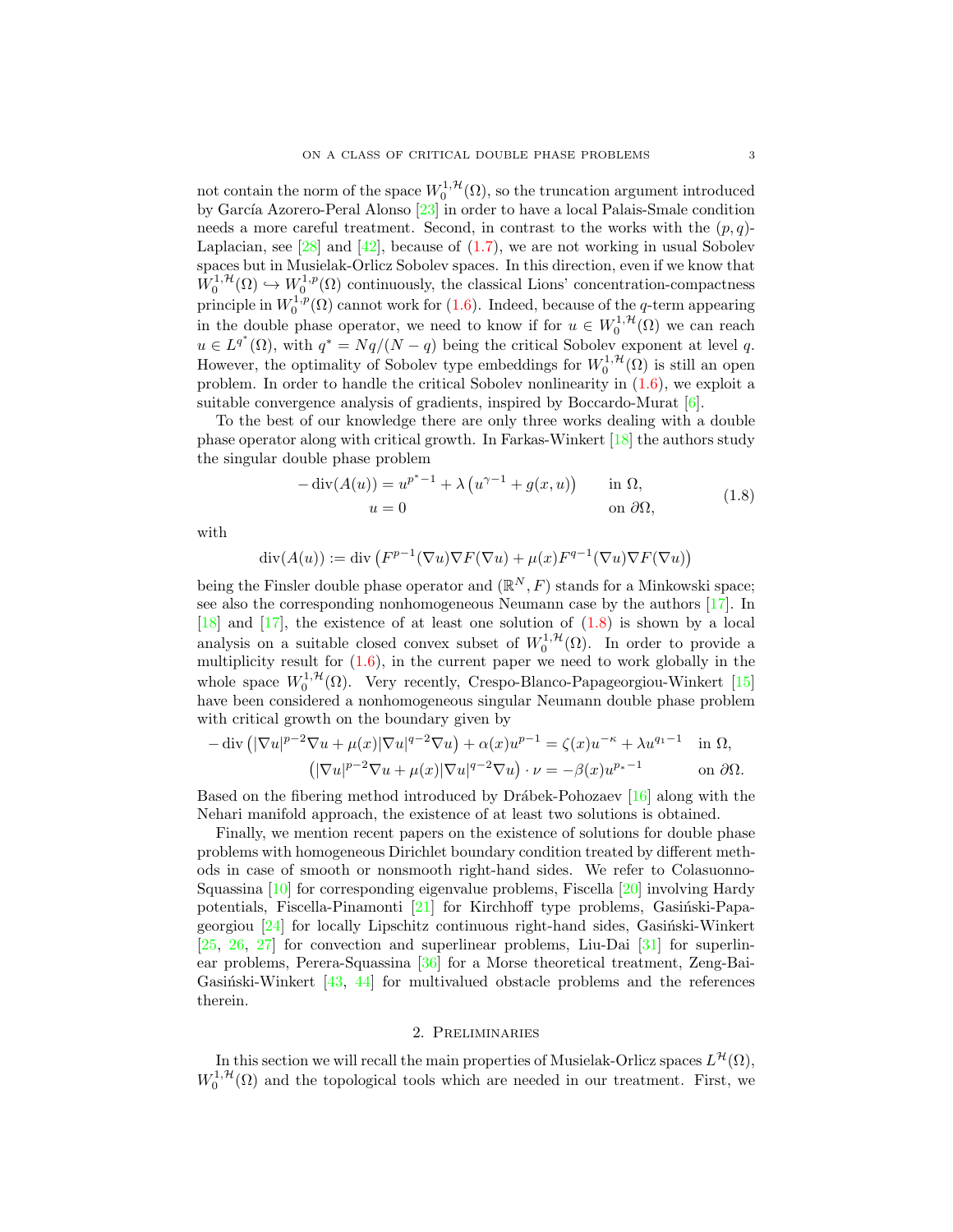not contain the norm of the space $W_0^{1,\mathcal{H}}(\Omega)$, so the truncation argument introduced by García Azorero-Peral Alonso [23] in order to have a local Palais-Smale condition needs a more careful treatment. Second, in contrast to the works with the $(p,q)$-Laplacian, see [28] and [42], because of (1.7), we are not working in usual Sobolev spaces but in Musielak-Orlicz Sobolev spaces. In this direction, even if we know that $W_0^{1,\mathcal{H}}(\Omega) \hookrightarrow W_0^{1,p}(\Omega)$ continuously, the classical Lions' concentration-compactness principle in $W_0^{1,p}(\Omega)$ cannot work for (1.6). Indeed, because of the $q$-term appearing in the double phase operator, we need to know if for $u \in W_0^{1,\mathcal{H}}(\Omega)$ we can reach $u \in L^{q^*}(\Omega)$, with $q^* = Nq/(N-q)$ being the critical Sobolev exponent at level $q$. However, the optimality of Sobolev type embeddings for $W_0^{1,\mathcal{H}}(\Omega)$ is still an open problem. In order to handle the critical Sobolev nonlinearity in (1.6), we exploit a suitable convergence analysis of gradients, inspired by Boccardo-Murat [6].

To the best of our knowledge there are only three works dealing with a double phase operator along with critical growth. In Farkas-Winkert [18] the authors study the singular double phase problem

$$
\begin{aligned}
-\operatorname{div}(A(u)) &= u^{p^*-1} + \lambda\left(u^{\gamma-1} + g(x,u)\right) \qquad && \text{in } \Omega,\\
u &= 0 && \text{on } \partial\Omega,
\end{aligned}
\tag{1.8}
$$

with

$$
\operatorname{div}(A(u)) := \operatorname{div}\left(F^{p-1}(\nabla u)\nabla F(\nabla u) + \mu(x)F^{q-1}(\nabla u)\nabla F(\nabla u)\right)
$$

being the Finsler double phase operator and $(\mathbb{R}^N, F)$ stands for a Minkowski space; see also the corresponding nonhomogeneous Neumann case by the authors [17]. In [18] and [17], the existence of at least one solution of (1.8) is shown by a local analysis on a suitable closed convex subset of $W_0^{1,\mathcal{H}}(\Omega)$. In order to provide a multiplicity result for (1.6), in the current paper we need to work globally in the whole space $W_0^{1,\mathcal{H}}(\Omega)$. Very recently, Crespo-Blanco-Papageorgiou-Winkert [15] have been considered a nonhomogeneous singular Neumann double phase problem with critical growth on the boundary given by

$$
\begin{aligned}
-\operatorname{div}\left(|\nabla u|^{p-2}\nabla u + \mu(x)|\nabla u|^{q-2}\nabla u\right) + \alpha(x)u^{p-1} &= \zeta(x)u^{-\kappa} + \lambda u^{q_1-1} \quad && \text{in } \Omega,\\
\left(|\nabla u|^{p-2}\nabla u + \mu(x)|\nabla u|^{q-2}\nabla u\right)\cdot \nu &= -\beta(x)u^{p_*-1} && \text{on } \partial\Omega.
\end{aligned}
$$

Based on the fibering method introduced by Drábek-Pohozaev [16] along with the Nehari manifold approach, the existence of at least two solutions is obtained.

Finally, we mention recent papers on the existence of solutions for double phase problems with homogeneous Dirichlet boundary condition treated by different methods in case of smooth or nonsmooth right-hand sides. We refer to Colasuonno-Squassina [10] for corresponding eigenvalue problems, Fiscella [20] involving Hardy potentials, Fiscella-Pinamonti [21] for Kirchhoff type problems, Gasiński-Papageorgiou [24] for locally Lipschitz continuous right-hand sides, Gasiński-Winkert [25, 26, 27] for convection and superlinear problems, Liu-Dai [31] for superlinear problems, Perera-Squassina [36] for a Morse theoretical treatment, Zeng-Bai-Gasiński-Winkert [43, 44] for multivalued obstacle problems and the references therein.

## 2. Preliminaries

In this section we will recall the main properties of Musielak-Orlicz spaces $L^{\mathcal{H}}(\Omega)$, $W_0^{1,\mathcal{H}}(\Omega)$ and the topological tools which are needed in our treatment. First, we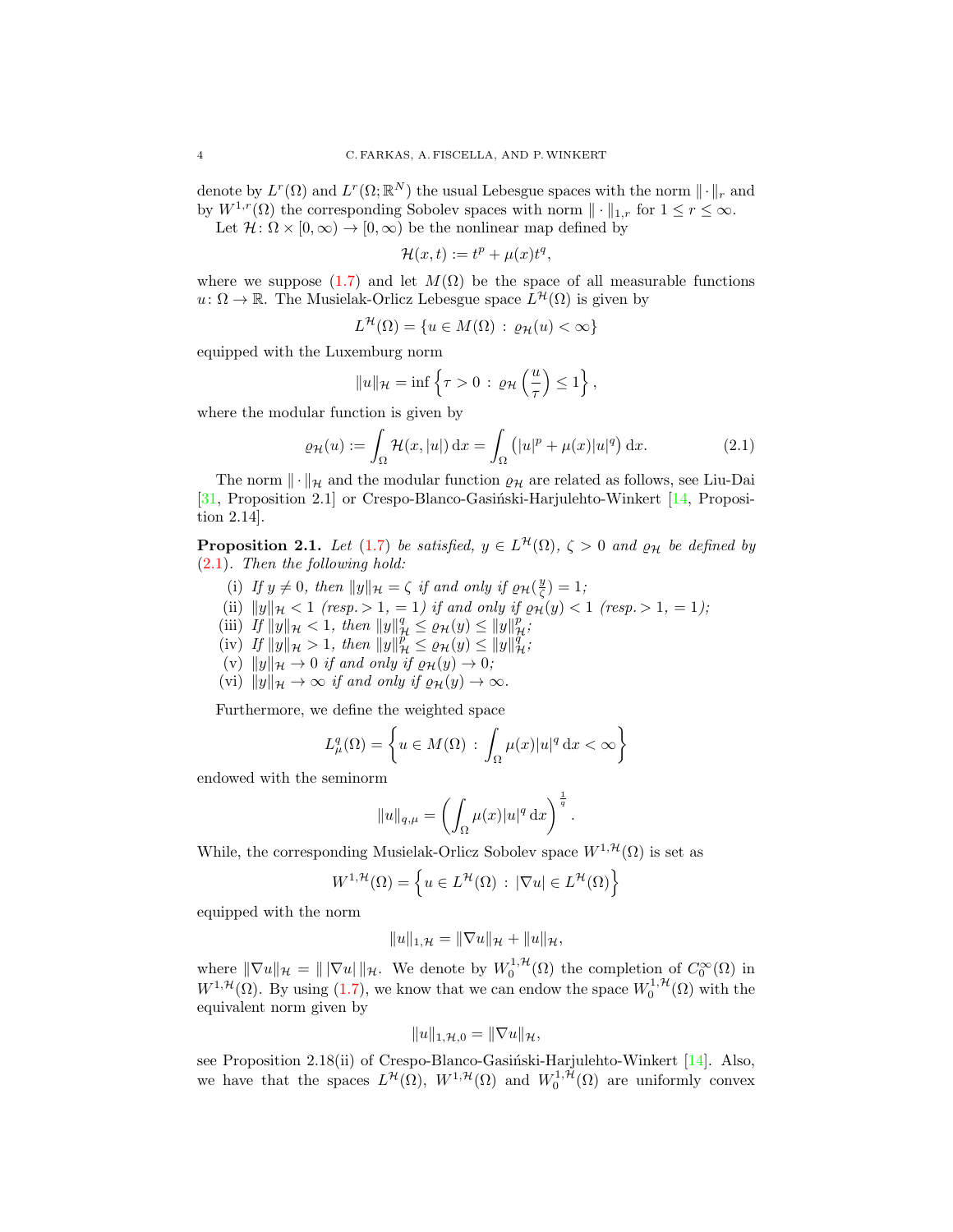denote by $L^r(\Omega)$ and $L^r(\Omega;\mathbb{R}^N)$ the usual Lebesgue spaces with the norm $\|\cdot\|_r$ and by $W^{1,r}(\Omega)$ the corresponding Sobolev spaces with norm $\|\cdot\|_{1,r}$ for $1 \leq r \leq \infty$.

Let $\mathcal{H}\colon \Omega \times [0,\infty) \to [0,\infty)$ be the nonlinear map defined by

$$\mathcal{H}(x,t) := t^p + \mu(x)t^q,$$

where we suppose (1.7) and let $M(\Omega)$ be the space of all measurable functions $u\colon \Omega \to \mathbb{R}$. The Musielak-Orlicz Lebesgue space $L^{\mathcal{H}}(\Omega)$ is given by

$$L^{\mathcal{H}}(\Omega) = \{u \in M(\Omega) \,:\, \varrho_{\mathcal{H}}(u) < \infty\}$$

equipped with the Luxemburg norm

$$\|u\|_{\mathcal{H}} = \inf\left\{\tau > 0 \,:\, \varrho_{\mathcal{H}}\left(\frac{u}{\tau}\right) \leq 1\right\},$$

where the modular function is given by

$$\varrho_{\mathcal{H}}(u) := \int_\Omega \mathcal{H}(x,|u|)\,\mathrm{d}x = \int_\Omega \left(|u|^p + \mu(x)|u|^q\right)\mathrm{d}x. \tag{2.1}$$

The norm $\|\cdot\|_{\mathcal{H}}$ and the modular function $\varrho_{\mathcal{H}}$ are related as follows, see Liu-Dai [31, Proposition 2.1] or Crespo-Blanco-Gasiński-Harjulehto-Winkert [14, Proposition 2.14].

**Proposition 2.1.** *Let (1.7) be satisfied, $y \in L^{\mathcal{H}}(\Omega)$, $\zeta > 0$ and $\varrho_{\mathcal{H}}$ be defined by (2.1). Then the following hold:*

- (i) *If $y \neq 0$, then $\|y\|_{\mathcal{H}} = \zeta$ if and only if $\varrho_{\mathcal{H}}(\frac{y}{\zeta}) = 1$;*
- (ii) *$\|y\|_{\mathcal{H}} < 1$ (resp. $> 1$, $= 1$) if and only if $\varrho_{\mathcal{H}}(y) < 1$ (resp. $> 1$, $= 1$);*
- (iii) *If $\|y\|_{\mathcal{H}} < 1$, then $\|y\|_{\mathcal{H}}^q \leq \varrho_{\mathcal{H}}(y) \leq \|y\|_{\mathcal{H}}^p$;*
- (iv) *If $\|y\|_{\mathcal{H}} > 1$, then $\|y\|_{\mathcal{H}}^p \leq \varrho_{\mathcal{H}}(y) \leq \|y\|_{\mathcal{H}}^q$;*
- (v) *$\|y\|_{\mathcal{H}} \to 0$ if and only if $\varrho_{\mathcal{H}}(y) \to 0$;*
- (vi) *$\|y\|_{\mathcal{H}} \to \infty$ if and only if $\varrho_{\mathcal{H}}(y) \to \infty$.*

Furthermore, we define the weighted space

$$L^q_\mu(\Omega) = \left\{u \in M(\Omega) \,:\, \int_\Omega \mu(x)|u|^q\,\mathrm{d}x < \infty\right\}$$

endowed with the seminorm

$$\|u\|_{q,\mu} = \left(\int_\Omega \mu(x)|u|^q\,\mathrm{d}x\right)^{\frac{1}{q}}.$$

While, the corresponding Musielak-Orlicz Sobolev space $W^{1,\mathcal{H}}(\Omega)$ is set as

$$W^{1,\mathcal{H}}(\Omega) = \left\{u \in L^{\mathcal{H}}(\Omega) \,:\, |\nabla u| \in L^{\mathcal{H}}(\Omega)\right\}$$

equipped with the norm

$$\|u\|_{1,\mathcal{H}} = \|\nabla u\|_{\mathcal{H}} + \|u\|_{\mathcal{H}},$$

where $\|\nabla u\|_{\mathcal{H}} = \|\,|\nabla u|\,\|_{\mathcal{H}}$. We denote by $W^{1,\mathcal{H}}_0(\Omega)$ the completion of $C^\infty_0(\Omega)$ in $W^{1,\mathcal{H}}(\Omega)$. By using (1.7), we know that we can endow the space $W^{1,\mathcal{H}}_0(\Omega)$ with the equivalent norm given by

$$\|u\|_{1,\mathcal{H},0} = \|\nabla u\|_{\mathcal{H}},$$

see Proposition 2.18(ii) of Crespo-Blanco-Gasiński-Harjulehto-Winkert [14]. Also, we have that the spaces $L^{\mathcal{H}}(\Omega)$, $W^{1,\mathcal{H}}(\Omega)$ and $W^{1,\mathcal{H}}_0(\Omega)$ are uniformly convex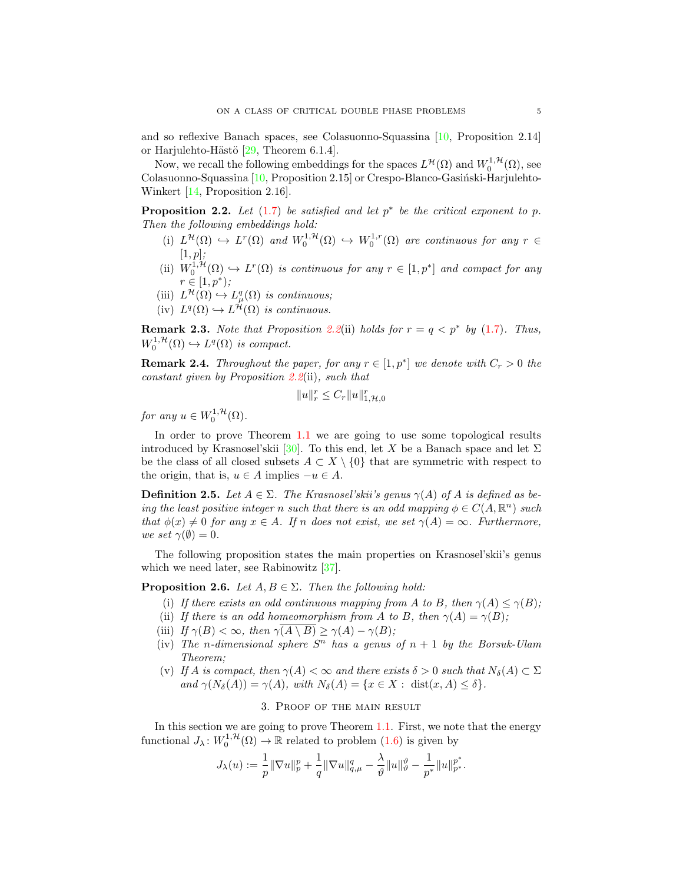and so reflexive Banach spaces, see Colasuonno-Squassina [10, Proposition 2.14] or Harjulehto-Hästö [29, Theorem 6.1.4].

Now, we recall the following embeddings for the spaces $L^{\mathcal{H}}(\Omega)$ and $W_0^{1,\mathcal{H}}(\Omega)$, see Colasuonno-Squassina [10, Proposition 2.15] or Crespo-Blanco-Gasiński-Harjulehto-Winkert [14, Proposition 2.16].

**Proposition 2.2.** *Let (1.7) be satisfied and let $p^*$ be the critical exponent to $p$. Then the following embeddings hold:*

- (i) *$L^{\mathcal{H}}(\Omega) \hookrightarrow L^r(\Omega)$ and $W_0^{1,\mathcal{H}}(\Omega) \hookrightarrow W_0^{1,r}(\Omega)$ are continuous for any $r \in [1,p]$;*
- (ii) *$W_0^{1,\mathcal{H}}(\Omega) \hookrightarrow L^r(\Omega)$ is continuous for any $r \in [1,p^*]$ and compact for any $r \in [1,p^*)$;*
- (iii) *$L^{\mathcal{H}}(\Omega) \hookrightarrow L^q_\mu(\Omega)$ is continuous;*
- (iv) *$L^q(\Omega) \hookrightarrow L^{\mathcal{H}}(\Omega)$ is continuous.*

**Remark 2.3.** *Note that Proposition 2.2(ii) holds for $r = q < p^*$ by (1.7). Thus, $W_0^{1,\mathcal{H}}(\Omega) \hookrightarrow L^q(\Omega)$ is compact.*

**Remark 2.4.** *Throughout the paper, for any $r \in [1,p^*]$ we denote with $C_r > 0$ the constant given by Proposition 2.2(ii), such that*

$$\|u\|_r^r \leq C_r \|u\|_{1,\mathcal{H},0}^r$$

*for any $u \in W_0^{1,\mathcal{H}}(\Omega)$.*

In order to prove Theorem 1.1 we are going to use some topological results introduced by Krasnosel'skii [30]. To this end, let $X$ be a Banach space and let $\Sigma$ be the class of all closed subsets $A \subset X \setminus \{0\}$ that are symmetric with respect to the origin, that is, $u \in A$ implies $-u \in A$.

**Definition 2.5.** *Let $A \in \Sigma$. The Krasnosel'skii's genus $\gamma(A)$ of $A$ is defined as being the least positive integer $n$ such that there is an odd mapping $\phi \in C(A, \mathbb{R}^n)$ such that $\phi(x) \neq 0$ for any $x \in A$. If $n$ does not exist, we set $\gamma(A) = \infty$. Furthermore, we set $\gamma(\emptyset) = 0$.*

The following proposition states the main properties on Krasnosel'skii's genus which we need later, see Rabinowitz [37].

**Proposition 2.6.** *Let $A, B \in \Sigma$. Then the following hold:*

- (i) *If there exists an odd continuous mapping from $A$ to $B$, then $\gamma(A) \leq \gamma(B)$;*
- (ii) *If there is an odd homeomorphism from $A$ to $B$, then $\gamma(A) = \gamma(B)$;*
- (iii) *If $\gamma(B) < \infty$, then $\gamma(\overline{A \setminus B}) \geq \gamma(A) - \gamma(B)$;*
- (iv) *The $n$-dimensional sphere $S^n$ has a genus of $n+1$ by the Borsuk-Ulam Theorem;*
- (v) *If $A$ is compact, then $\gamma(A) < \infty$ and there exists $\delta > 0$ such that $N_\delta(A) \subset \Sigma$ and $\gamma(N_\delta(A)) = \gamma(A)$, with $N_\delta(A) = \{x \in X : \operatorname{dist}(x, A) \leq \delta\}$.*

## 3. Proof of the main result

In this section we are going to prove Theorem 1.1. First, we note that the energy functional $J_\lambda \colon W_0^{1,\mathcal{H}}(\Omega) \to \mathbb{R}$ related to problem (1.6) is given by

$$J_\lambda(u) := \frac{1}{p}\|\nabla u\|_p^p + \frac{1}{q}\|\nabla u\|_{q,\mu}^q - \frac{\lambda}{\vartheta}\|u\|_\vartheta^\vartheta - \frac{1}{p^*}\|u\|_{p^*}^{p^*}.$$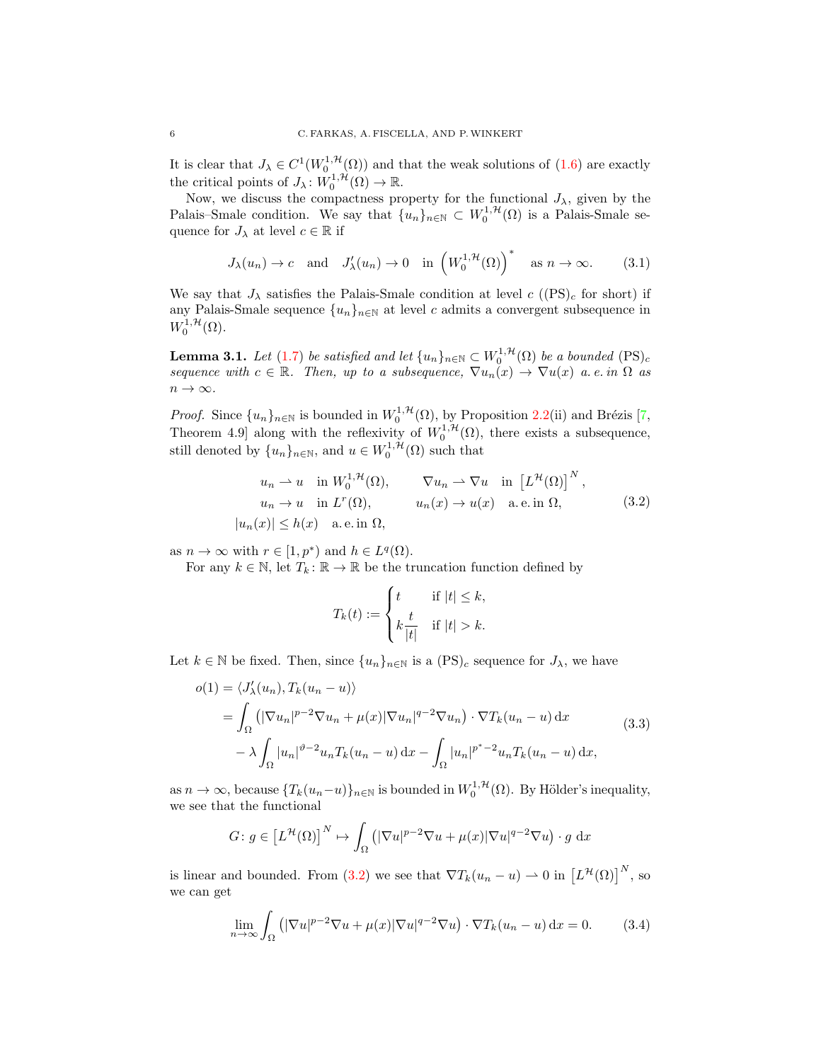It is clear that $J_\lambda \in C^1(W_0^{1,\mathcal{H}}(\Omega))$ and that the weak solutions of (1.6) are exactly the critical points of $J_\lambda \colon W_0^{1,\mathcal{H}}(\Omega) \to \mathbb{R}$.

Now, we discuss the compactness property for the functional $J_\lambda$, given by the Palais–Smale condition. We say that $\{u_n\}_{n\in\mathbb{N}} \subset W_0^{1,\mathcal{H}}(\Omega)$ is a Palais-Smale sequence for $J_\lambda$ at level $c \in \mathbb{R}$ if

$$J_\lambda(u_n) \to c \quad \text{and} \quad J_\lambda'(u_n) \to 0 \quad \text{in } \left(W_0^{1,\mathcal{H}}(\Omega)\right)^* \quad \text{as } n \to \infty. \tag{3.1}$$

We say that $J_\lambda$ satisfies the Palais-Smale condition at level $c$ ($(\mathrm{PS})_c$ for short) if any Palais-Smale sequence $\{u_n\}_{n\in\mathbb{N}}$ at level $c$ admits a convergent subsequence in $W_0^{1,\mathcal{H}}(\Omega)$.

**Lemma 3.1.** *Let (1.7) be satisfied and let $\{u_n\}_{n\in\mathbb{N}} \subset W_0^{1,\mathcal{H}}(\Omega)$ be a bounded $(\mathrm{PS})_c$ sequence with $c \in \mathbb{R}$. Then, up to a subsequence, $\nabla u_n(x) \to \nabla u(x)$ a.e. in $\Omega$ as $n \to \infty$.*

*Proof.* Since $\{u_n\}_{n\in\mathbb{N}}$ is bounded in $W_0^{1,\mathcal{H}}(\Omega)$, by Proposition 2.2(ii) and Brézis [7, Theorem 4.9] along with the reflexivity of $W_0^{1,\mathcal{H}}(\Omega)$, there exists a subsequence, still denoted by $\{u_n\}_{n\in\mathbb{N}}$, and $u \in W_0^{1,\mathcal{H}}(\Omega)$ such that

$$\begin{aligned}
&u_n \rightharpoonup u \quad \text{in } W_0^{1,\mathcal{H}}(\Omega), \qquad \nabla u_n \rightharpoonup \nabla u \quad \text{in } \left[L^{\mathcal{H}}(\Omega)\right]^N,\\
&u_n \to u \quad \text{in } L^r(\Omega), \qquad\quad\; u_n(x) \to u(x) \quad \text{a.e. in } \Omega,\\
&|u_n(x)| \le h(x) \quad \text{a.e. in } \Omega,
\end{aligned} \tag{3.2}$$

as $n \to \infty$ with $r \in [1, p^*)$ and $h \in L^q(\Omega)$.

For any $k \in \mathbb{N}$, let $T_k \colon \mathbb{R} \to \mathbb{R}$ be the truncation function defined by

$$T_k(t) := \begin{cases} t & \text{if } |t| \le k,\\ k\dfrac{t}{|t|} & \text{if } |t| > k. \end{cases}$$

Let $k \in \mathbb{N}$ be fixed. Then, since $\{u_n\}_{n\in\mathbb{N}}$ is a $(\mathrm{PS})_c$ sequence for $J_\lambda$, we have

$$\begin{aligned}
o(1) &= \langle J_\lambda'(u_n), T_k(u_n - u)\rangle\\
&= \int_\Omega \left(|\nabla u_n|^{p-2}\nabla u_n + \mu(x)|\nabla u_n|^{q-2}\nabla u_n\right)\cdot \nabla T_k(u_n - u)\,\mathrm{d}x\\
&\quad - \lambda \int_\Omega |u_n|^{\vartheta-2}u_n T_k(u_n-u)\,\mathrm{d}x - \int_\Omega |u_n|^{p^*-2}u_n T_k(u_n-u)\,\mathrm{d}x,
\end{aligned} \tag{3.3}$$

as $n \to \infty$, because $\{T_k(u_n - u)\}_{n\in\mathbb{N}}$ is bounded in $W_0^{1,\mathcal{H}}(\Omega)$. By Hölder's inequality, we see that the functional

$$G\colon g \in \left[L^{\mathcal{H}}(\Omega)\right]^N \mapsto \int_\Omega \left(|\nabla u|^{p-2}\nabla u + \mu(x)|\nabla u|^{q-2}\nabla u\right)\cdot g \;\mathrm{d}x$$

is linear and bounded. From (3.2) we see that $\nabla T_k(u_n - u) \rightharpoonup 0$ in $\left[L^{\mathcal{H}}(\Omega)\right]^N$, so we can get

$$\lim_{n\to\infty} \int_\Omega \left(|\nabla u|^{p-2}\nabla u + \mu(x)|\nabla u|^{q-2}\nabla u\right)\cdot \nabla T_k(u_n - u)\,\mathrm{d}x = 0. \tag{3.4}$$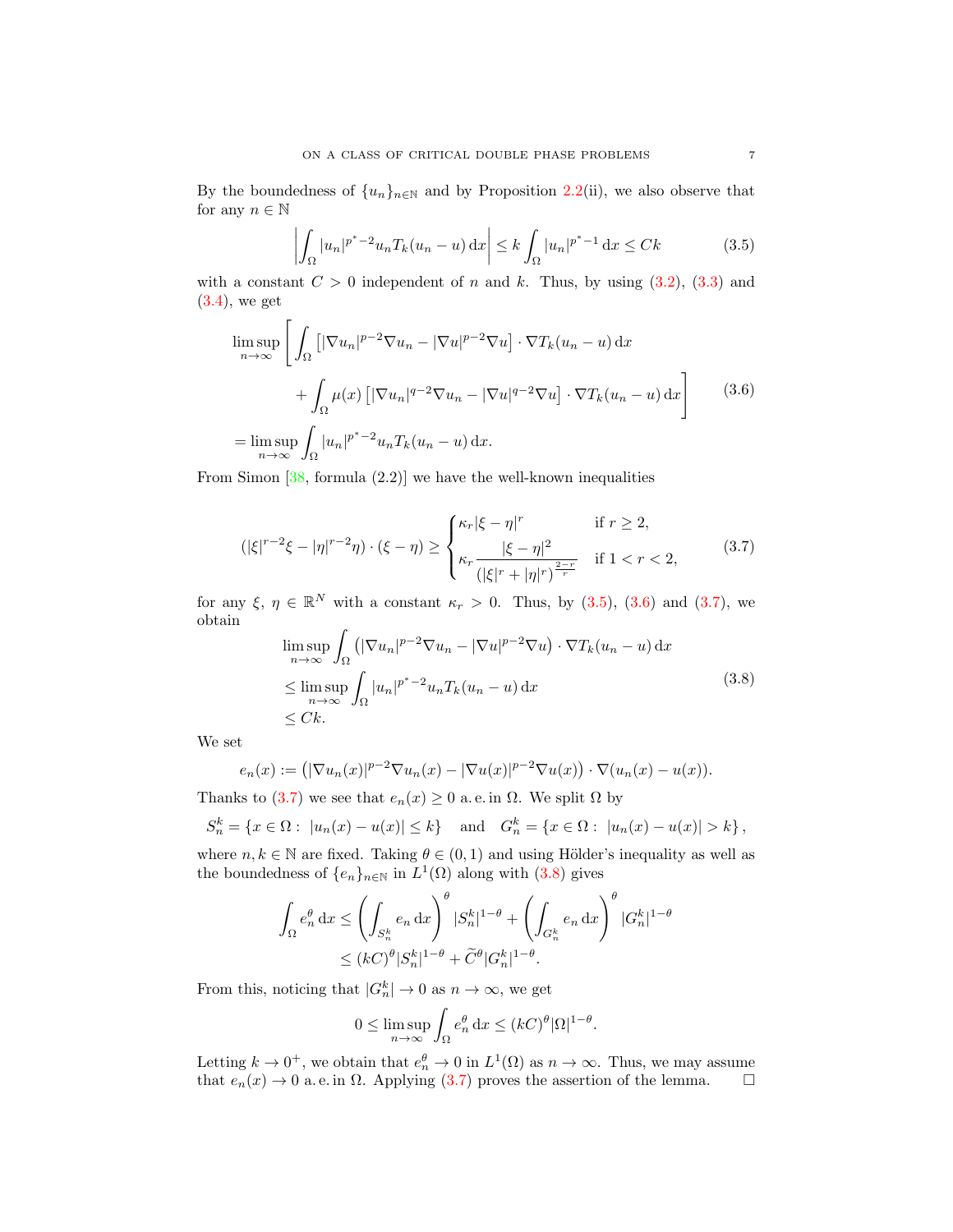By the boundedness of $\{u_n\}_{n\in\mathbb{N}}$ and by Proposition 2.2(ii), we also observe that for any $n \in \mathbb{N}$

$$
\left| \int_\Omega |u_n|^{p^*-2} u_n T_k(u_n - u)\,\mathrm{d}x \right| \leq k \int_\Omega |u_n|^{p^*-1}\,\mathrm{d}x \leq Ck \tag{3.5}
$$

with a constant $C > 0$ independent of $n$ and $k$. Thus, by using (3.2), (3.3) and (3.4), we get

$$
\begin{aligned}
\limsup_{n\to\infty} \Bigg[ & \int_\Omega \left[ |\nabla u_n|^{p-2}\nabla u_n - |\nabla u|^{p-2}\nabla u \right] \cdot \nabla T_k(u_n - u)\,\mathrm{d}x \\
& + \int_\Omega \mu(x) \left[ |\nabla u_n|^{q-2}\nabla u_n - |\nabla u|^{q-2}\nabla u \right] \cdot \nabla T_k(u_n - u)\,\mathrm{d}x \Bigg] \\
= \limsup_{n\to\infty} & \int_\Omega |u_n|^{p^*-2} u_n T_k(u_n - u)\,\mathrm{d}x.
\end{aligned} \tag{3.6}
$$

From Simon [38, formula (2.2)] we have the well-known inequalities

$$
(|\xi|^{r-2}\xi - |\eta|^{r-2}\eta) \cdot (\xi - \eta) \geq
\begin{cases}
\kappa_r |\xi - \eta|^r & \text{if } r \geq 2, \\
\kappa_r \dfrac{|\xi - \eta|^2}{(|\xi|^r + |\eta|^r)^{\frac{2-r}{r}}} & \text{if } 1 < r < 2,
\end{cases} \tag{3.7}
$$

for any $\xi$, $\eta \in \mathbb{R}^N$ with a constant $\kappa_r > 0$. Thus, by (3.5), (3.6) and (3.7), we obtain

$$
\begin{aligned}
& \limsup_{n\to\infty} \int_\Omega \left( |\nabla u_n|^{p-2}\nabla u_n - |\nabla u|^{p-2}\nabla u \right) \cdot \nabla T_k(u_n - u)\,\mathrm{d}x \\
& \leq \limsup_{n\to\infty} \int_\Omega |u_n|^{p^*-2} u_n T_k(u_n - u)\,\mathrm{d}x \\
& \leq Ck.
\end{aligned} \tag{3.8}
$$

We set

$$
e_n(x) := \left( |\nabla u_n(x)|^{p-2}\nabla u_n(x) - |\nabla u(x)|^{p-2}\nabla u(x) \right) \cdot \nabla (u_n(x) - u(x)).
$$

Thanks to (3.7) we see that $e_n(x) \geq 0$ a. e. in $\Omega$. We split $\Omega$ by

$$
S_n^k = \{x \in \Omega : \ |u_n(x) - u(x)| \leq k\} \quad \text{and} \quad G_n^k = \{x \in \Omega : \ |u_n(x) - u(x)| > k\},
$$

where $n, k \in \mathbb{N}$ are fixed. Taking $\theta \in (0, 1)$ and using Hölder's inequality as well as the boundedness of $\{e_n\}_{n\in\mathbb{N}}$ in $L^1(\Omega)$ along with (3.8) gives

$$
\begin{aligned}
\int_\Omega e_n^\theta\,\mathrm{d}x & \leq \left( \int_{S_n^k} e_n\,\mathrm{d}x \right)^\theta |S_n^k|^{1-\theta} + \left( \int_{G_n^k} e_n\,\mathrm{d}x \right)^\theta |G_n^k|^{1-\theta} \\
& \leq (kC)^\theta |S_n^k|^{1-\theta} + \widetilde{C}^\theta |G_n^k|^{1-\theta}.
\end{aligned}
$$

From this, noticing that $|G_n^k| \to 0$ as $n \to \infty$, we get

$$
0 \leq \limsup_{n\to\infty} \int_\Omega e_n^\theta\,\mathrm{d}x \leq (kC)^\theta |\Omega|^{1-\theta}.
$$

Letting $k \to 0^+$, we obtain that $e_n^\theta \to 0$ in $L^1(\Omega)$ as $n \to \infty$. Thus, we may assume that $e_n(x) \to 0$ a. e. in $\Omega$. Applying (3.7) proves the assertion of the lemma. $\square$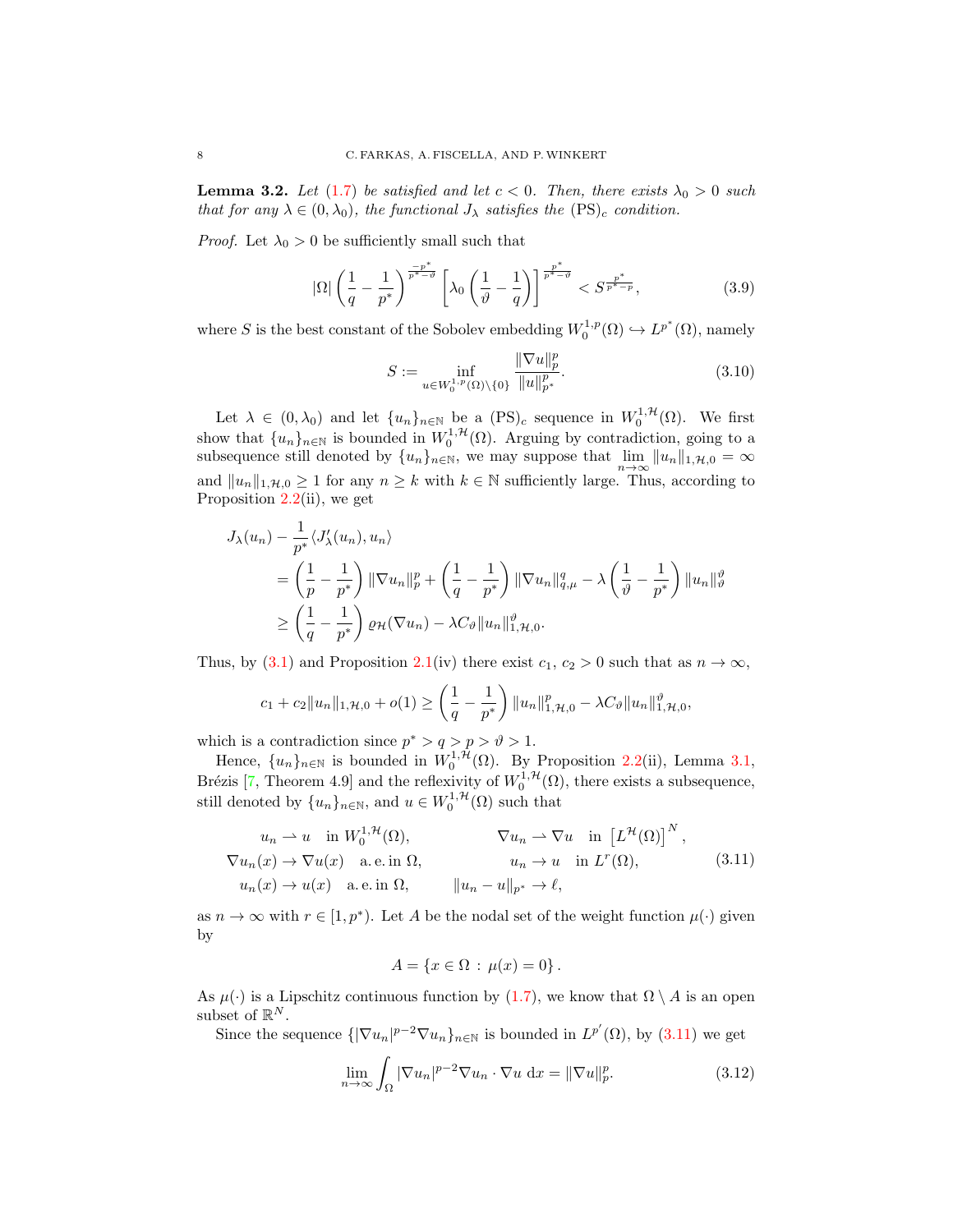**Lemma 3.2.** *Let (1.7) be satisfied and let $c < 0$. Then, there exists $\lambda_0 > 0$ such that for any $\lambda \in (0, \lambda_0)$, the functional $J_\lambda$ satisfies the $(\mathrm{PS})_c$ condition.*

*Proof.* Let $\lambda_0 > 0$ be sufficiently small such that

$$|\Omega| \left(\frac{1}{q} - \frac{1}{p^*}\right)^{\frac{-p^*}{p^*-\vartheta}} \left[\lambda_0 \left(\frac{1}{\vartheta} - \frac{1}{q}\right)\right]^{\frac{p^*}{p^*-\vartheta}} < S^{\frac{p^*}{p^*-p}}, \tag{3.9}$$

where $S$ is the best constant of the Sobolev embedding $W_0^{1,p}(\Omega) \hookrightarrow L^{p^*}(\Omega)$, namely

$$S := \inf_{u \in W_0^{1,p}(\Omega)\setminus\{0\}} \frac{\|\nabla u\|_p^p}{\|u\|_{p^*}^p}. \tag{3.10}$$

Let $\lambda \in (0, \lambda_0)$ and let $\{u_n\}_{n\in\mathbb{N}}$ be a $(\mathrm{PS})_c$ sequence in $W_0^{1,\mathcal{H}}(\Omega)$. We first show that $\{u_n\}_{n\in\mathbb{N}}$ is bounded in $W_0^{1,\mathcal{H}}(\Omega)$. Arguing by contradiction, going to a subsequence still denoted by $\{u_n\}_{n\in\mathbb{N}}$, we may suppose that $\lim_{n\to\infty} \|u_n\|_{1,\mathcal{H},0} = \infty$ and $\|u_n\|_{1,\mathcal{H},0} \geq 1$ for any $n \geq k$ with $k \in \mathbb{N}$ sufficiently large. Thus, according to Proposition 2.2(ii), we get

$$\begin{aligned}
&J_\lambda(u_n) - \frac{1}{p^*}\langle J_\lambda'(u_n), u_n\rangle \\
&= \left(\frac{1}{p} - \frac{1}{p^*}\right)\|\nabla u_n\|_p^p + \left(\frac{1}{q} - \frac{1}{p^*}\right)\|\nabla u_n\|_{q,\mu}^q - \lambda\left(\frac{1}{\vartheta} - \frac{1}{p^*}\right)\|u_n\|_\vartheta^\vartheta \\
&\geq \left(\frac{1}{q} - \frac{1}{p^*}\right)\varrho_{\mathcal{H}}(\nabla u_n) - \lambda C_\vartheta \|u_n\|_{1,\mathcal{H},0}^\vartheta.
\end{aligned}$$

Thus, by (3.1) and Proposition 2.1(iv) there exist $c_1$, $c_2 > 0$ such that as $n \to \infty$,

$$c_1 + c_2\|u_n\|_{1,\mathcal{H},0} + o(1) \geq \left(\frac{1}{q} - \frac{1}{p^*}\right)\|u_n\|_{1,\mathcal{H},0}^p - \lambda C_\vartheta \|u_n\|_{1,\mathcal{H},0}^\vartheta,$$

which is a contradiction since $p^* > q > p > \vartheta > 1$.

Hence, $\{u_n\}_{n\in\mathbb{N}}$ is bounded in $W_0^{1,\mathcal{H}}(\Omega)$. By Proposition 2.2(ii), Lemma 3.1, Brézis [7, Theorem 4.9] and the reflexivity of $W_0^{1,\mathcal{H}}(\Omega)$, there exists a subsequence, still denoted by $\{u_n\}_{n\in\mathbb{N}}$, and $u \in W_0^{1,\mathcal{H}}(\Omega)$ such that

$$\begin{aligned}
&u_n \rightharpoonup u \quad \text{in } W_0^{1,\mathcal{H}}(\Omega), && \nabla u_n \rightharpoonup \nabla u \quad \text{in } \left[L^{\mathcal{H}}(\Omega)\right]^N, \\
&\nabla u_n(x) \to \nabla u(x) \quad \text{a.e. in } \Omega, && u_n \to u \quad \text{in } L^r(\Omega), \\
&u_n(x) \to u(x) \quad \text{a.e. in } \Omega, && \|u_n - u\|_{p^*} \to \ell,
\end{aligned} \tag{3.11}$$

as $n \to \infty$ with $r \in [1, p^*)$. Let $A$ be the nodal set of the weight function $\mu(\cdot)$ given by

$$A = \{x \in \Omega : \mu(x) = 0\}.$$

As $\mu(\cdot)$ is a Lipschitz continuous function by (1.7), we know that $\Omega \setminus A$ is an open subset of $\mathbb{R}^N$.

Since the sequence $\{|\nabla u_n|^{p-2}\nabla u_n\}_{n\in\mathbb{N}}$ is bounded in $L^{p'}(\Omega)$, by (3.11) we get

$$\lim_{n\to\infty} \int_\Omega |\nabla u_n|^{p-2}\nabla u_n \cdot \nabla u \,\mathrm{d}x = \|\nabla u\|_p^p. \tag{3.12}$$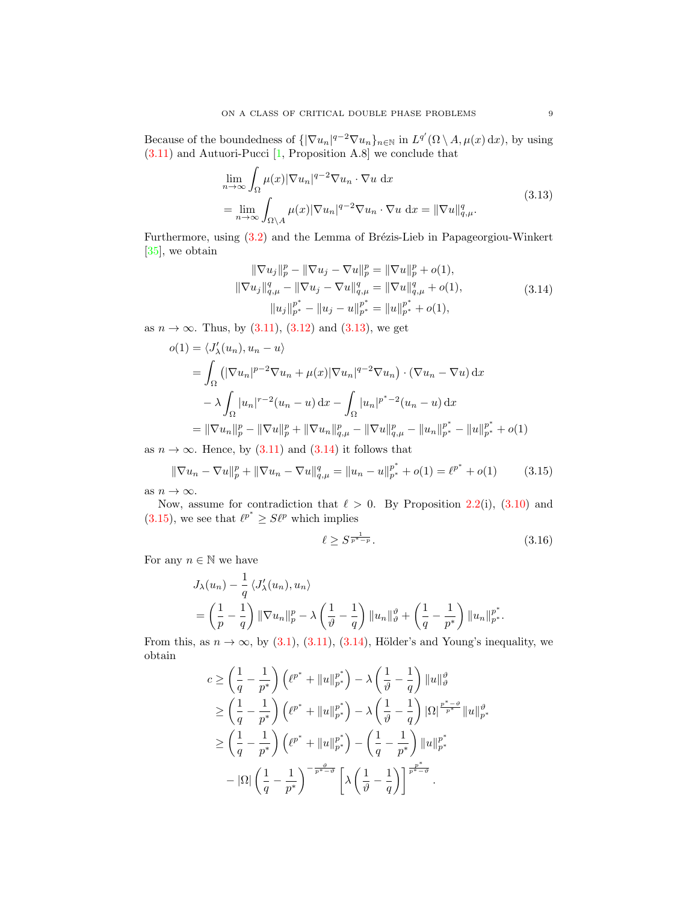Because of the boundedness of $\{|\nabla u_n|^{q-2}\nabla u_n\}_{n\in\mathbb{N}}$ in $L^{q'}(\Omega\setminus A, \mu(x)\,\mathrm{d}x)$, by using (3.11) and Autuori-Pucci [1, Proposition A.8] we conclude that

$$
\begin{aligned}
&\lim_{n\to\infty}\int_\Omega \mu(x)|\nabla u_n|^{q-2}\nabla u_n\cdot\nabla u\,\mathrm{d}x\\
&=\lim_{n\to\infty}\int_{\Omega\setminus A}\mu(x)|\nabla u_n|^{q-2}\nabla u_n\cdot\nabla u\,\mathrm{d}x=\|\nabla u\|_{q,\mu}^q.
\end{aligned}
\tag{3.13}
$$

Furthermore, using (3.2) and the Lemma of Brézis-Lieb in Papageorgiou-Winkert [35], we obtain

$$
\begin{aligned}
\|\nabla u_j\|_p^p-\|\nabla u_j-\nabla u\|_p^p&=\|\nabla u\|_p^p+o(1),\\
\|\nabla u_j\|_{q,\mu}^q-\|\nabla u_j-\nabla u\|_{q,\mu}^q&=\|\nabla u\|_{q,\mu}^q+o(1),\\
\|u_j\|_{p^*}^{p^*}-\|u_j-u\|_{p^*}^{p^*}&=\|u\|_{p^*}^{p^*}+o(1),
\end{aligned}
\tag{3.14}
$$

as $n\to\infty$. Thus, by (3.11), (3.12) and (3.13), we get

$$
\begin{aligned}
o(1)&=\langle J_\lambda'(u_n),u_n-u\rangle\\
&=\int_\Omega\left(|\nabla u_n|^{p-2}\nabla u_n+\mu(x)|\nabla u_n|^{q-2}\nabla u_n\right)\cdot(\nabla u_n-\nabla u)\,\mathrm{d}x\\
&\quad-\lambda\int_\Omega|u_n|^{r-2}(u_n-u)\,\mathrm{d}x-\int_\Omega|u_n|^{p^*-2}(u_n-u)\,\mathrm{d}x\\
&=\|\nabla u_n\|_p^p-\|\nabla u\|_p^p+\|\nabla u_n\|_{q,\mu}^p-\|\nabla u\|_{q,\mu}^p-\|u_n\|_{p^*}^{p^*}-\|u\|_{p^*}^{p^*}+o(1)
\end{aligned}
$$

as $n\to\infty$. Hence, by (3.11) and (3.14) it follows that

$$
\|\nabla u_n-\nabla u\|_p^p+\|\nabla u_n-\nabla u\|_{q,\mu}^q=\|u_n-u\|_{p^*}^{p^*}+o(1)=\ell^{p^*}+o(1)
\tag{3.15}
$$

as $n\to\infty$.

Now, assume for contradiction that $\ell>0$. By Proposition 2.2(i), (3.10) and (3.15), we see that $\ell^{p^*}\geq S\ell^p$ which implies

$$
\ell\geq S^{\frac{1}{p^*-p}}.
\tag{3.16}
$$

For any $n\in\mathbb{N}$ we have

$$
\begin{aligned}
&J_\lambda(u_n)-\frac{1}{q}\langle J_\lambda'(u_n),u_n\rangle\\
&=\left(\frac1p-\frac1q\right)\|\nabla u_n\|_p^p-\lambda\left(\frac1\vartheta-\frac1q\right)\|u_n\|_\vartheta^\vartheta+\left(\frac1q-\frac1{p^*}\right)\|u_n\|_{p^*}^{p^*}.
\end{aligned}
$$

From this, as $n\to\infty$, by (3.1), (3.11), (3.14), Hölder's and Young's inequality, we obtain

$$
\begin{aligned}
c&\geq\left(\frac1q-\frac1{p^*}\right)\left(\ell^{p^*}+\|u\|_{p^*}^{p^*}\right)-\lambda\left(\frac1\vartheta-\frac1q\right)\|u\|_\vartheta^\vartheta\\
&\geq\left(\frac1q-\frac1{p^*}\right)\left(\ell^{p^*}+\|u\|_{p^*}^{p^*}\right)-\lambda\left(\frac1\vartheta-\frac1q\right)|\Omega|^{\frac{p^*-\vartheta}{p^*}}\|u\|_{p^*}^\vartheta\\
&\geq\left(\frac1q-\frac1{p^*}\right)\left(\ell^{p^*}+\|u\|_{p^*}^{p^*}\right)-\left(\frac1q-\frac1{p^*}\right)\|u\|_{p^*}^{p^*}\\
&\quad-|\Omega|\left(\frac1q-\frac1{p^*}\right)^{-\frac{\vartheta}{p^*-\vartheta}}\left[\lambda\left(\frac1\vartheta-\frac1q\right)\right]^{\frac{p^*}{p^*-\vartheta}}.
\end{aligned}
$$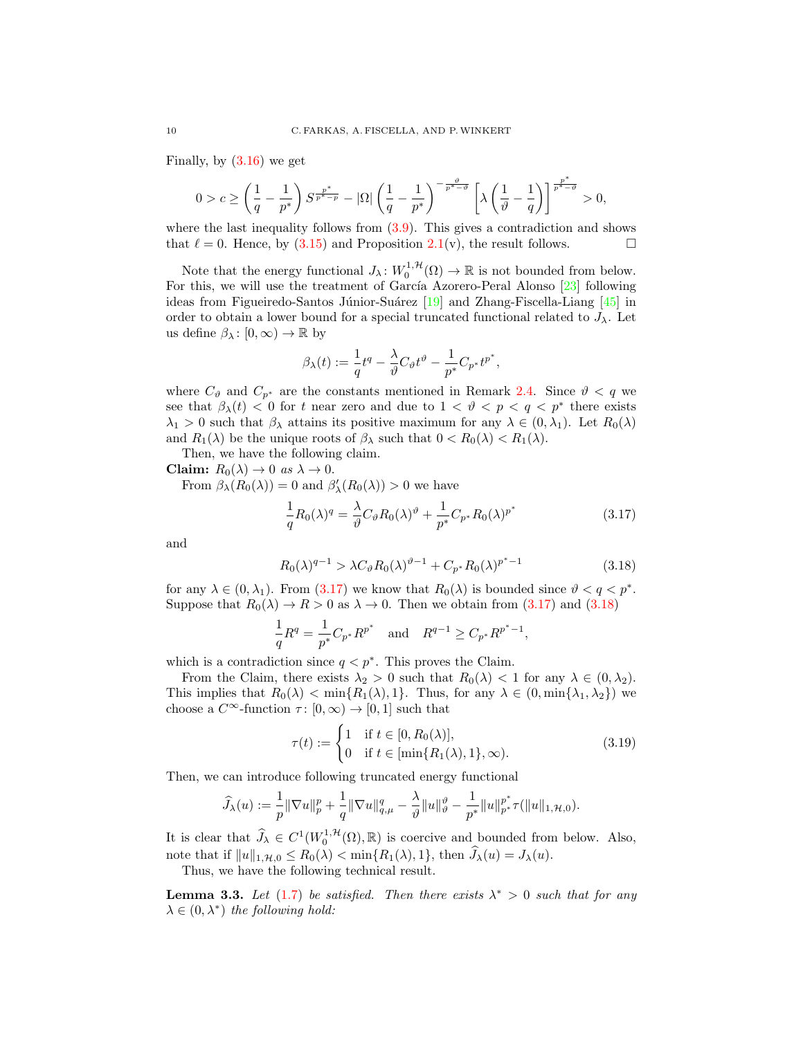Finally, by (3.16) we get

$$0 > c \geq \left(\frac{1}{q} - \frac{1}{p^*}\right) S^{\frac{p^*}{p^*-p}} - |\Omega| \left(\frac{1}{q} - \frac{1}{p^*}\right)^{-\frac{\vartheta}{p^*-\vartheta}} \left[\lambda \left(\frac{1}{\vartheta} - \frac{1}{q}\right)\right]^{\frac{p^*}{p^*-\vartheta}} > 0,$$

where the last inequality follows from (3.9). This gives a contradiction and shows that $\ell = 0$. Hence, by (3.15) and Proposition 2.1(v), the result follows. □

Note that the energy functional $J_\lambda\colon W_0^{1,\mathcal{H}}(\Omega) \to \mathbb{R}$ is not bounded from below. For this, we will use the treatment of García Azorero-Peral Alonso [23] following ideas from Figueiredo-Santos Júnior-Suárez [19] and Zhang-Fiscella-Liang [45] in order to obtain a lower bound for a special truncated functional related to $J_\lambda$. Let us define $\beta_\lambda\colon [0,\infty) \to \mathbb{R}$ by

$$\beta_\lambda(t) := \frac{1}{q}t^q - \frac{\lambda}{\vartheta}C_\vartheta t^\vartheta - \frac{1}{p^*}C_{p^*}t^{p^*},$$

where $C_\vartheta$ and $C_{p^*}$ are the constants mentioned in Remark 2.4. Since $\vartheta < q$ we see that $\beta_\lambda(t) < 0$ for $t$ near zero and due to $1 < \vartheta < p < q < p^*$ there exists $\lambda_1 > 0$ such that $\beta_\lambda$ attains its positive maximum for any $\lambda \in (0, \lambda_1)$. Let $R_0(\lambda)$ and $R_1(\lambda)$ be the unique roots of $\beta_\lambda$ such that $0 < R_0(\lambda) < R_1(\lambda)$.

Then, we have the following claim.

**Claim:** *$R_0(\lambda) \to 0$ as $\lambda \to 0$.*

From $\beta_\lambda(R_0(\lambda)) = 0$ and $\beta_\lambda'(R_0(\lambda)) > 0$ we have

$$\frac{1}{q}R_0(\lambda)^q = \frac{\lambda}{\vartheta}C_\vartheta R_0(\lambda)^\vartheta + \frac{1}{p^*}C_{p^*}R_0(\lambda)^{p^*} \tag{3.17}$$

and

$$R_0(\lambda)^{q-1} > \lambda C_\vartheta R_0(\lambda)^{\vartheta-1} + C_{p^*}R_0(\lambda)^{p^*-1} \tag{3.18}$$

for any $\lambda \in (0, \lambda_1)$. From (3.17) we know that $R_0(\lambda)$ is bounded since $\vartheta < q < p^*$. Suppose that $R_0(\lambda) \to R > 0$ as $\lambda \to 0$. Then we obtain from (3.17) and (3.18)

$$\frac{1}{q}R^q = \frac{1}{p^*}C_{p^*}R^{p^*} \quad \text{and} \quad R^{q-1} \geq C_{p^*}R^{p^*-1},$$

which is a contradiction since $q < p^*$. This proves the Claim.

From the Claim, there exists $\lambda_2 > 0$ such that $R_0(\lambda) < 1$ for any $\lambda \in (0, \lambda_2)$. This implies that $R_0(\lambda) < \min\{R_1(\lambda), 1\}$. Thus, for any $\lambda \in (0, \min\{\lambda_1, \lambda_2\})$ we choose a $C^\infty$-function $\tau\colon [0,\infty) \to [0,1]$ such that

$$\tau(t) := \begin{cases} 1 & \text{if } t \in [0, R_0(\lambda)], \\ 0 & \text{if } t \in [\min\{R_1(\lambda), 1\}, \infty). \end{cases} \tag{3.19}$$

Then, we can introduce following truncated energy functional

$$\widehat{J}_\lambda(u) := \frac{1}{p}\|\nabla u\|_p^p + \frac{1}{q}\|\nabla u\|_{q,\mu}^q - \frac{\lambda}{\vartheta}\|u\|_\vartheta^\vartheta - \frac{1}{p^*}\|u\|_{p^*}^{p^*}\tau(\|u\|_{1,\mathcal{H},0}).$$

It is clear that $\widehat{J}_\lambda \in C^1(W_0^{1,\mathcal{H}}(\Omega), \mathbb{R})$ is coercive and bounded from below. Also, note that if $\|u\|_{1,\mathcal{H},0} \leq R_0(\lambda) < \min\{R_1(\lambda), 1\}$, then $\widehat{J}_\lambda(u) = J_\lambda(u)$.

Thus, we have the following technical result.

**Lemma 3.3.** *Let (1.7) be satisfied. Then there exists $\lambda^* > 0$ such that for any $\lambda \in (0, \lambda^*)$ the following hold:*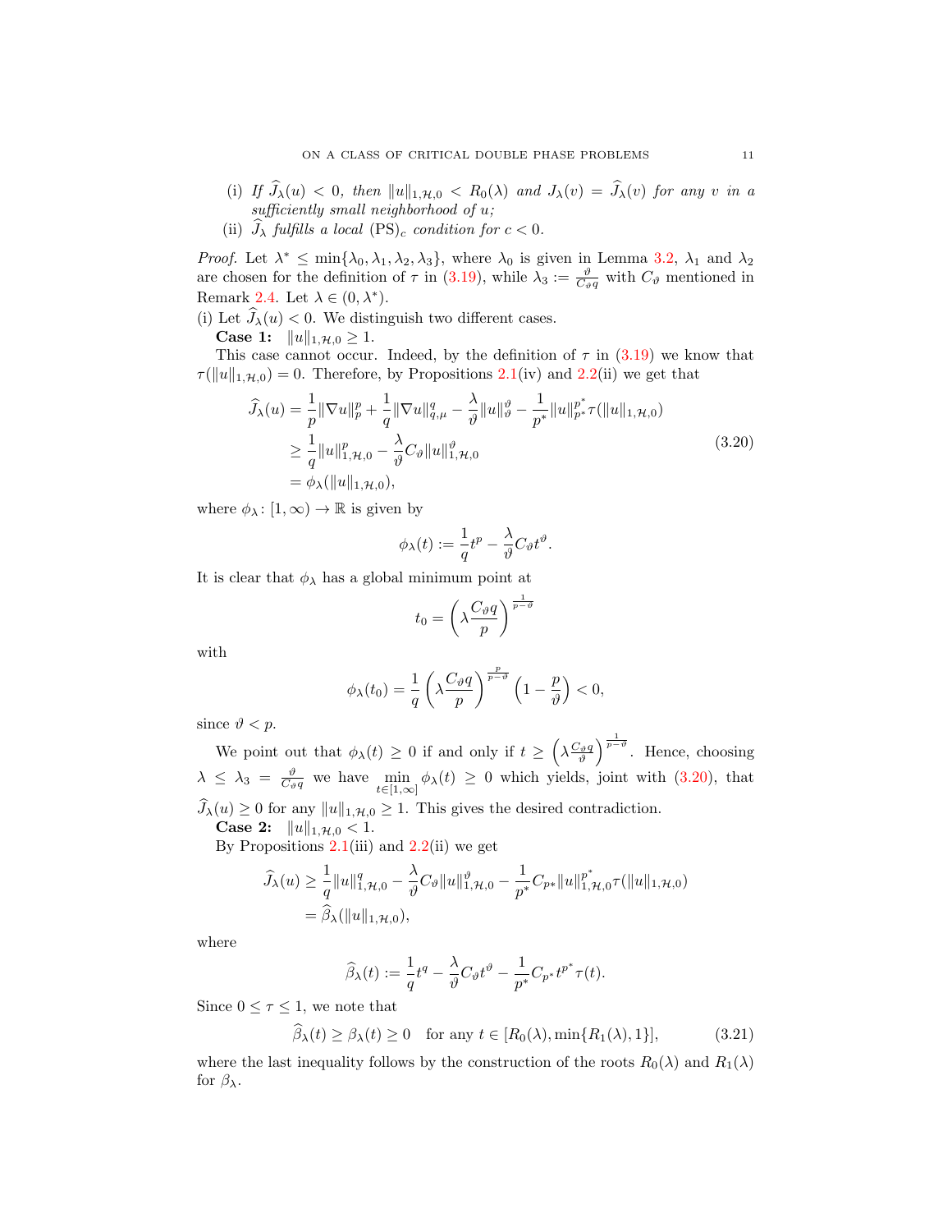(i) If $\widehat{J}_\lambda(u) < 0$, then $\|u\|_{1,\mathcal{H},0} < R_0(\lambda)$ and $J_\lambda(v) = \widehat{J}_\lambda(v)$ for any $v$ in a sufficiently small neighborhood of $u$;

(ii) $\widehat{J}_\lambda$ fulfills a local $(\mathrm{PS})_c$ condition for $c < 0$.

*Proof.* Let $\lambda^* \leq \min\{\lambda_0, \lambda_1, \lambda_2, \lambda_3\}$, where $\lambda_0$ is given in Lemma 3.2, $\lambda_1$ and $\lambda_2$ are chosen for the definition of $\tau$ in (3.19), while $\lambda_3 := \frac{\vartheta}{C_\vartheta q}$ with $C_\vartheta$ mentioned in Remark 2.4. Let $\lambda \in (0, \lambda^*)$.

(i) Let $\widehat{J}_\lambda(u) < 0$. We distinguish two different cases.

**Case 1:** $\|u\|_{1,\mathcal{H},0} \geq 1$.

This case cannot occur. Indeed, by the definition of $\tau$ in (3.19) we know that $\tau(\|u\|_{1,\mathcal{H},0}) = 0$. Therefore, by Propositions 2.1(iv) and 2.2(ii) we get that

$$
\begin{aligned}
\widehat{J}_\lambda(u) &= \frac{1}{p}\|\nabla u\|_p^p + \frac{1}{q}\|\nabla u\|_{q,\mu}^q - \frac{\lambda}{\vartheta}\|u\|_\vartheta^\vartheta - \frac{1}{p^*}\|u\|_{p^*}^{p^*}\tau(\|u\|_{1,\mathcal{H},0}) \\
&\geq \frac{1}{q}\|u\|_{1,\mathcal{H},0}^p - \frac{\lambda}{\vartheta}C_\vartheta\|u\|_{1,\mathcal{H},0}^\vartheta \\
&= \phi_\lambda(\|u\|_{1,\mathcal{H},0}),
\end{aligned}
\tag{3.20}
$$

where $\phi_\lambda \colon [1,\infty) \to \mathbb{R}$ is given by

$$
\phi_\lambda(t) := \frac{1}{q}t^p - \frac{\lambda}{\vartheta}C_\vartheta t^\vartheta.
$$

It is clear that $\phi_\lambda$ has a global minimum point at

$$
t_0 = \left(\lambda \frac{C_\vartheta q}{p}\right)^{\frac{1}{p-\vartheta}}
$$

with

$$
\phi_\lambda(t_0) = \frac{1}{q}\left(\lambda \frac{C_\vartheta q}{p}\right)^{\frac{p}{p-\vartheta}}\left(1 - \frac{p}{\vartheta}\right) < 0,
$$

since $\vartheta < p$.

We point out that $\phi_\lambda(t) \geq 0$ if and only if $t \geq \left(\lambda \frac{C_\vartheta q}{\vartheta}\right)^{\frac{1}{p-\vartheta}}$. Hence, choosing $\lambda \leq \lambda_3 = \frac{\vartheta}{C_\vartheta q}$ we have $\min\limits_{t\in[1,\infty]} \phi_\lambda(t) \geq 0$ which yields, joint with (3.20), that $\widehat{J}_\lambda(u) \geq 0$ for any $\|u\|_{1,\mathcal{H},0} \geq 1$. This gives the desired contradiction.

**Case 2:** $\|u\|_{1,\mathcal{H},0} < 1$.

By Propositions 2.1(iii) and 2.2(ii) we get

$$
\begin{aligned}
\widehat{J}_\lambda(u) &\geq \frac{1}{q}\|u\|_{1,\mathcal{H},0}^q - \frac{\lambda}{\vartheta}C_\vartheta\|u\|_{1,\mathcal{H},0}^\vartheta - \frac{1}{p^*}C_{p^*}\|u\|_{1,\mathcal{H},0}^{p^*}\tau(\|u\|_{1,\mathcal{H},0}) \\
&= \widehat{\beta}_\lambda(\|u\|_{1,\mathcal{H},0}),
\end{aligned}
$$

where

$$
\widehat{\beta}_\lambda(t) := \frac{1}{q}t^q - \frac{\lambda}{\vartheta}C_\vartheta t^\vartheta - \frac{1}{p^*}C_{p^*}t^{p^*}\tau(t).
$$

Since $0 \leq \tau \leq 1$, we note that

$$
\widehat{\beta}_\lambda(t) \geq \beta_\lambda(t) \geq 0 \quad \text{for any } t \in [R_0(\lambda), \min\{R_1(\lambda), 1\}],
\tag{3.21}
$$

where the last inequality follows by the construction of the roots $R_0(\lambda)$ and $R_1(\lambda)$ for $\beta_\lambda$.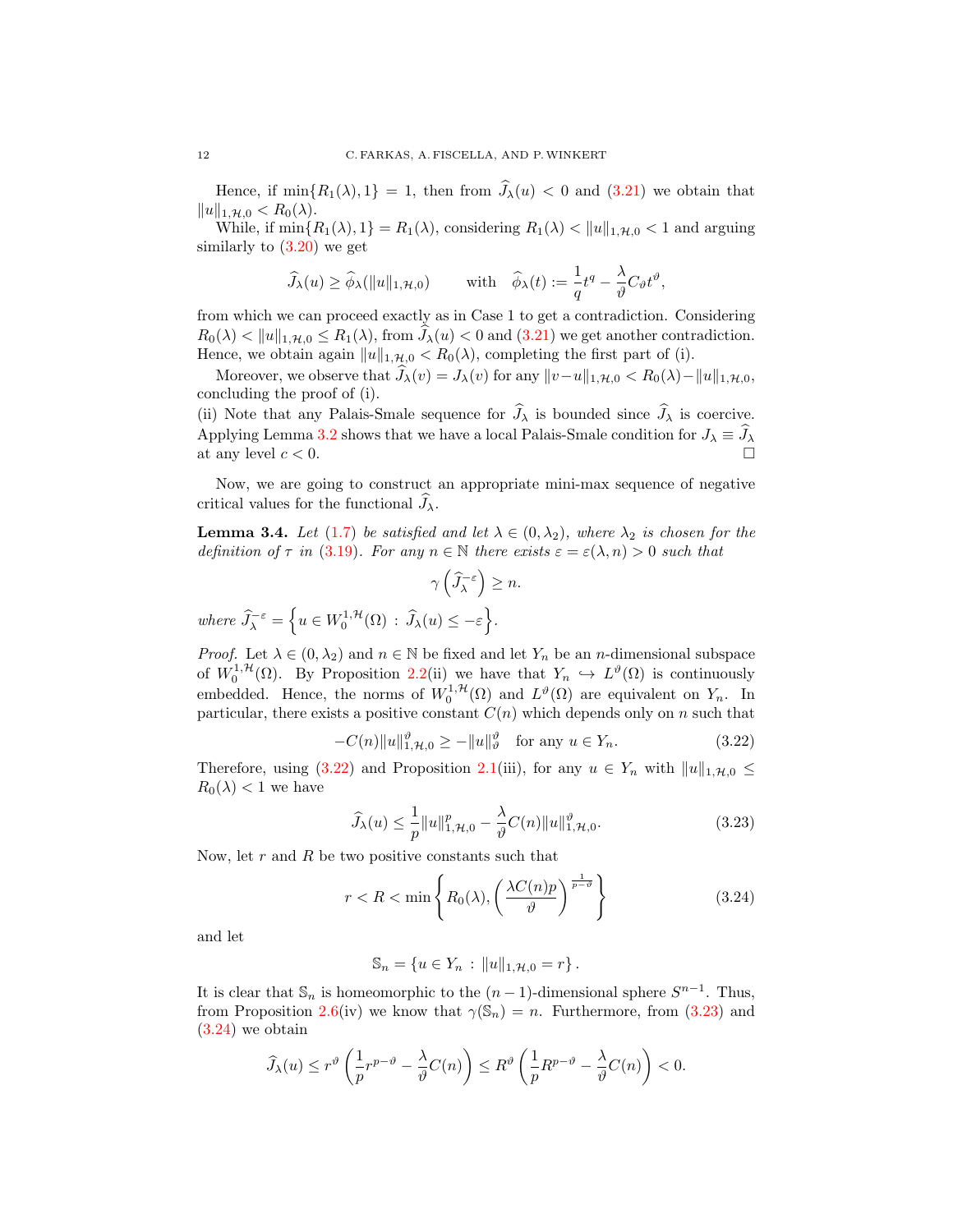Hence, if $\min\{R_1(\lambda), 1\} = 1$, then from $\widehat{J}_\lambda(u) < 0$ and (3.21) we obtain that $\|u\|_{1,\mathcal{H},0} < R_0(\lambda)$.

While, if $\min\{R_1(\lambda), 1\} = R_1(\lambda)$, considering $R_1(\lambda) < \|u\|_{1,\mathcal{H},0} < 1$ and arguing similarly to (3.20) we get

$$
\widehat{J}_\lambda(u) \geq \widehat{\phi}_\lambda(\|u\|_{1,\mathcal{H},0}) \qquad \text{with} \quad \widehat{\phi}_\lambda(t) := \frac{1}{q}t^q - \frac{\lambda}{\vartheta}C_\vartheta t^\vartheta,
$$

from which we can proceed exactly as in Case 1 to get a contradiction. Considering $R_0(\lambda) < \|u\|_{1,\mathcal{H},0} \leq R_1(\lambda)$, from $\widehat{J}_\lambda(u) < 0$ and (3.21) we get another contradiction. Hence, we obtain again $\|u\|_{1,\mathcal{H},0} < R_0(\lambda)$, completing the first part of (i).

Moreover, we observe that $\widehat{J}_\lambda(v) = J_\lambda(v)$ for any $\|v-u\|_{1,\mathcal{H},0} < R_0(\lambda) - \|u\|_{1,\mathcal{H},0}$, concluding the proof of (i).

(ii) Note that any Palais-Smale sequence for $\widehat{J}_\lambda$ is bounded since $\widehat{J}_\lambda$ is coercive. Applying Lemma 3.2 shows that we have a local Palais-Smale condition for $J_\lambda \equiv \widehat{J}_\lambda$ at any level $c < 0$. $\square$

Now, we are going to construct an appropriate mini-max sequence of negative critical values for the functional $\widehat{J}_\lambda$.

**Lemma 3.4.** *Let* (1.7) *be satisfied and let* $\lambda \in (0, \lambda_2)$*, where* $\lambda_2$ *is chosen for the definition of* $\tau$ *in* (3.19)*. For any* $n \in \mathbb{N}$ *there exists* $\varepsilon = \varepsilon(\lambda, n) > 0$ *such that*

$$
\gamma\left(\widehat{J}_\lambda^{-\varepsilon}\right) \geq n.
$$

*where* $\widehat{J}_\lambda^{-\varepsilon} = \left\{u \in W_0^{1,\mathcal{H}}(\Omega) \,:\, \widehat{J}_\lambda(u) \leq -\varepsilon\right\}$.

*Proof.* Let $\lambda \in (0, \lambda_2)$ and $n \in \mathbb{N}$ be fixed and let $Y_n$ be an $n$-dimensional subspace of $W_0^{1,\mathcal{H}}(\Omega)$. By Proposition 2.2(ii) we have that $Y_n \hookrightarrow L^\vartheta(\Omega)$ is continuously embedded. Hence, the norms of $W_0^{1,\mathcal{H}}(\Omega)$ and $L^\vartheta(\Omega)$ are equivalent on $Y_n$. In particular, there exists a positive constant $C(n)$ which depends only on $n$ such that

$$
-C(n)\|u\|_{1,\mathcal{H},0}^\vartheta \geq -\|u\|_\vartheta^\vartheta \quad \text{for any } u \in Y_n. \tag{3.22}
$$

Therefore, using (3.22) and Proposition 2.1(iii), for any $u \in Y_n$ with $\|u\|_{1,\mathcal{H},0} \leq R_0(\lambda) < 1$ we have

$$
\widehat{J}_\lambda(u) \leq \frac{1}{p}\|u\|_{1,\mathcal{H},0}^p - \frac{\lambda}{\vartheta}C(n)\|u\|_{1,\mathcal{H},0}^\vartheta. \tag{3.23}
$$

Now, let $r$ and $R$ be two positive constants such that

$$
r < R < \min\left\{R_0(\lambda), \left(\frac{\lambda C(n) p}{\vartheta}\right)^{\frac{1}{p-\vartheta}}\right\} \tag{3.24}
$$

and let

$$
\mathbb{S}_n = \left\{u \in Y_n \,:\, \|u\|_{1,\mathcal{H},0} = r\right\}.
$$

It is clear that $\mathbb{S}_n$ is homeomorphic to the $(n-1)$-dimensional sphere $S^{n-1}$. Thus, from Proposition 2.6(iv) we know that $\gamma(\mathbb{S}_n) = n$. Furthermore, from (3.23) and (3.24) we obtain

$$
\widehat{J}_\lambda(u) \leq r^\vartheta\left(\frac{1}{p}r^{p-\vartheta} - \frac{\lambda}{\vartheta}C(n)\right) \leq R^\vartheta\left(\frac{1}{p}R^{p-\vartheta} - \frac{\lambda}{\vartheta}C(n)\right) < 0.
$$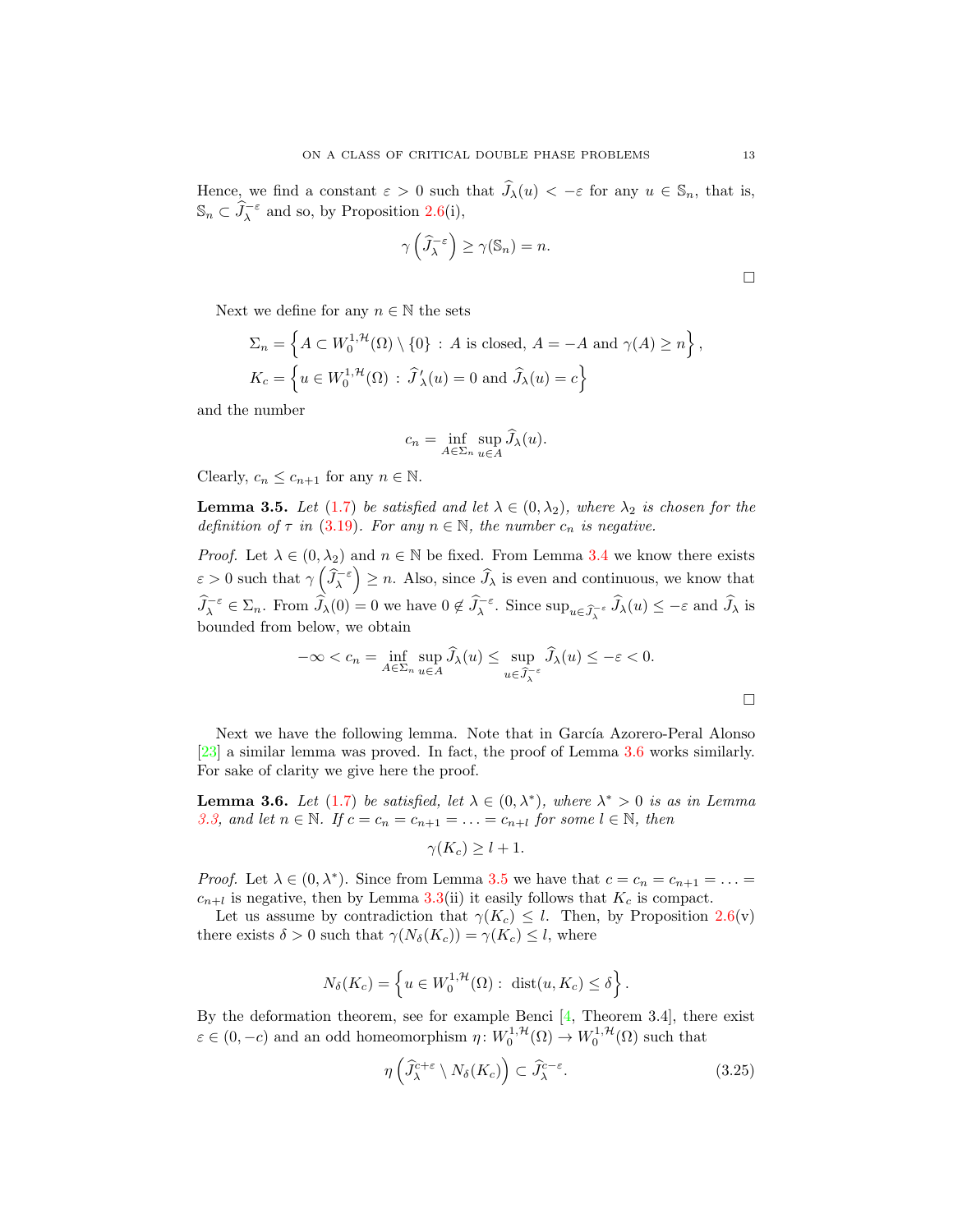Hence, we find a constant $\varepsilon > 0$ such that $\widehat{J}_\lambda(u) < -\varepsilon$ for any $u \in \mathbb{S}_n$, that is, $\mathbb{S}_n \subset \widehat{J}_\lambda^{-\varepsilon}$ and so, by Proposition 2.6(i),

$$\gamma\left(\widehat{J}_\lambda^{-\varepsilon}\right) \geq \gamma(\mathbb{S}_n) = n.$$

□

Next we define for any $n \in \mathbb{N}$ the sets

$$\Sigma_n = \left\{A \subset W_0^{1,\mathcal{H}}(\Omega) \setminus \{0\} : A \text{ is closed, } A = -A \text{ and } \gamma(A) \geq n\right\},$$
$$K_c = \left\{u \in W_0^{1,\mathcal{H}}(\Omega) : \widehat{J}'_\lambda(u) = 0 \text{ and } \widehat{J}_\lambda(u) = c\right\}$$

and the number

$$c_n = \inf_{A\in\Sigma_n} \sup_{u\in A} \widehat{J}_\lambda(u).$$

Clearly, $c_n \leq c_{n+1}$ for any $n \in \mathbb{N}$.

**Lemma 3.5.** *Let (1.7) be satisfied and let $\lambda \in (0, \lambda_2)$, where $\lambda_2$ is chosen for the definition of $\tau$ in (3.19). For any $n \in \mathbb{N}$, the number $c_n$ is negative.*

*Proof.* Let $\lambda \in (0, \lambda_2)$ and $n \in \mathbb{N}$ be fixed. From Lemma 3.4 we know there exists $\varepsilon > 0$ such that $\gamma\left(\widehat{J}_\lambda^{-\varepsilon}\right) \geq n$. Also, since $\widehat{J}_\lambda$ is even and continuous, we know that $\widehat{J}_\lambda^{-\varepsilon} \in \Sigma_n$. From $\widehat{J}_\lambda(0) = 0$ we have $0 \notin \widehat{J}_\lambda^{-\varepsilon}$. Since $\sup_{u\in\widehat{J}_\lambda^{-\varepsilon}} \widehat{J}_\lambda(u) \leq -\varepsilon$ and $\widehat{J}_\lambda$ is bounded from below, we obtain

$$-\infty < c_n = \inf_{A\in\Sigma_n} \sup_{u\in A} \widehat{J}_\lambda(u) \leq \sup_{u\in\widehat{J}_\lambda^{-\varepsilon}} \widehat{J}_\lambda(u) \leq -\varepsilon < 0.$$

□

Next we have the following lemma. Note that in García Azorero-Peral Alonso [23] a similar lemma was proved. In fact, the proof of Lemma 3.6 works similarly. For sake of clarity we give here the proof.

**Lemma 3.6.** *Let (1.7) be satisfied, let $\lambda \in (0, \lambda^*)$, where $\lambda^* > 0$ is as in Lemma 3.3, and let $n \in \mathbb{N}$. If $c = c_n = c_{n+1} = \ldots = c_{n+l}$ for some $l \in \mathbb{N}$, then*

$$\gamma(K_c) \geq l + 1.$$

*Proof.* Let $\lambda \in (0, \lambda^*)$. Since from Lemma 3.5 we have that $c = c_n = c_{n+1} = \ldots = c_{n+l}$ is negative, then by Lemma 3.3(ii) it easily follows that $K_c$ is compact.

Let us assume by contradiction that $\gamma(K_c) \leq l$. Then, by Proposition 2.6(v) there exists $\delta > 0$ such that $\gamma(N_\delta(K_c)) = \gamma(K_c) \leq l$, where

$$N_\delta(K_c) = \left\{u \in W_0^{1,\mathcal{H}}(\Omega) : \operatorname{dist}(u, K_c) \leq \delta\right\}.$$

By the deformation theorem, see for example Benci [4, Theorem 3.4], there exist $\varepsilon \in (0, -c)$ and an odd homeomorphism $\eta \colon W_0^{1,\mathcal{H}}(\Omega) \to W_0^{1,\mathcal{H}}(\Omega)$ such that

$$\eta\left(\widehat{J}_\lambda^{c+\varepsilon} \setminus N_\delta(K_c)\right) \subset \widehat{J}_\lambda^{c-\varepsilon}. \tag{3.25}$$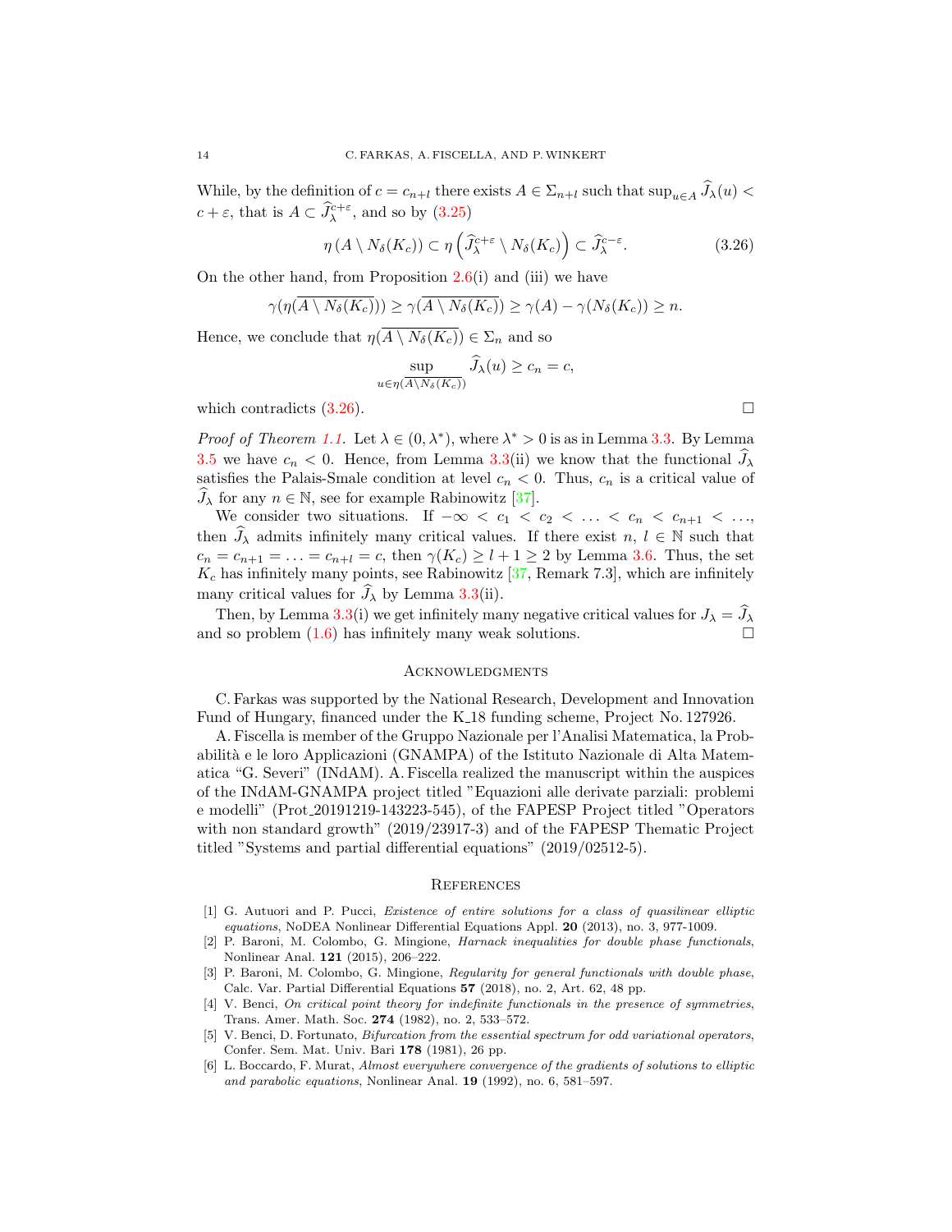While, by the definition of $c = c_{n+l}$ there exists $A \in \Sigma_{n+l}$ such that $\sup_{u\in A} \widehat{J}_\lambda(u) < c+\varepsilon$, that is $A \subset \widehat{J}_\lambda^{c+\varepsilon}$, and so by (3.25)

$$\eta\left(A \setminus N_\delta(K_c)\right) \subset \eta\left(\widehat{J}_\lambda^{c+\varepsilon} \setminus N_\delta(K_c)\right) \subset \widehat{J}_\lambda^{c-\varepsilon}. \tag{3.26}$$

On the other hand, from Proposition 2.6(i) and (iii) we have

$$\gamma(\eta(\overline{A \setminus N_\delta(K_c)})) \geq \gamma(\overline{A \setminus N_\delta(K_c)}) \geq \gamma(A) - \gamma(N_\delta(K_c)) \geq n.$$

Hence, we conclude that $\eta(\overline{A \setminus N_\delta(K_c)}) \in \Sigma_n$ and so

$$\sup_{u\in\eta(\overline{A\setminus N_\delta(K_c)})} \widehat{J}_\lambda(u) \geq c_n = c,$$

which contradicts (3.26). $\square$

*Proof of Theorem 1.1.* Let $\lambda \in (0, \lambda^*)$, where $\lambda^* > 0$ is as in Lemma 3.3. By Lemma 3.5 we have $c_n < 0$. Hence, from Lemma 3.3(ii) we know that the functional $\widehat{J}_\lambda$ satisfies the Palais-Smale condition at level $c_n < 0$. Thus, $c_n$ is a critical value of $\widehat{J}_\lambda$ for any $n \in \mathbb{N}$, see for example Rabinowitz [37].

We consider two situations. If $-\infty < c_1 < c_2 < \ldots < c_n < c_{n+1} < \ldots$, then $\widehat{J}_\lambda$ admits infinitely many critical values. If there exist $n$, $l \in \mathbb{N}$ such that $c_n = c_{n+1} = \ldots = c_{n+l} = c$, then $\gamma(K_c) \geq l + 1 \geq 2$ by Lemma 3.6. Thus, the set $K_c$ has infinitely many points, see Rabinowitz [37, Remark 7.3], which are infinitely many critical values for $\widehat{J}_\lambda$ by Lemma 3.3(ii).

Then, by Lemma 3.3(i) we get infinitely many negative critical values for $J_\lambda = \widehat{J}_\lambda$ and so problem (1.6) has infinitely many weak solutions. $\square$

## Acknowledgments

C. Farkas was supported by the National Research, Development and Innovation Fund of Hungary, financed under the K_18 funding scheme, Project No. 127926.

A. Fiscella is member of the Gruppo Nazionale per l'Analisi Matematica, la Probabilità e le loro Applicazioni (GNAMPA) of the Istituto Nazionale di Alta Matematica "G. Severi" (INdAM). A. Fiscella realized the manuscript within the auspices of the INdAM-GNAMPA project titled "Equazioni alle derivate parziali: problemi e modelli" (Prot_20191219-143223-545), of the FAPESP Project titled "Operators with non standard growth" (2019/23917-3) and of the FAPESP Thematic Project titled "Systems and partial differential equations" (2019/02512-5).

## References

[1] G. Autuori and P. Pucci, *Existence of entire solutions for a class of quasilinear elliptic equations*, NoDEA Nonlinear Differential Equations Appl. **20** (2013), no. 3, 977-1009.

[2] P. Baroni, M. Colombo, G. Mingione, *Harnack inequalities for double phase functionals*, Nonlinear Anal. **121** (2015), 206–222.

[3] P. Baroni, M. Colombo, G. Mingione, *Regularity for general functionals with double phase*, Calc. Var. Partial Differential Equations **57** (2018), no. 2, Art. 62, 48 pp.

[4] V. Benci, *On critical point theory for indefinite functionals in the presence of symmetries*, Trans. Amer. Math. Soc. **274** (1982), no. 2, 533–572.

[5] V. Benci, D. Fortunato, *Bifurcation from the essential spectrum for odd variational operators*, Confer. Sem. Mat. Univ. Bari **178** (1981), 26 pp.

[6] L. Boccardo, F. Murat, *Almost everywhere convergence of the gradients of solutions to elliptic and parabolic equations*, Nonlinear Anal. **19** (1992), no. 6, 581–597.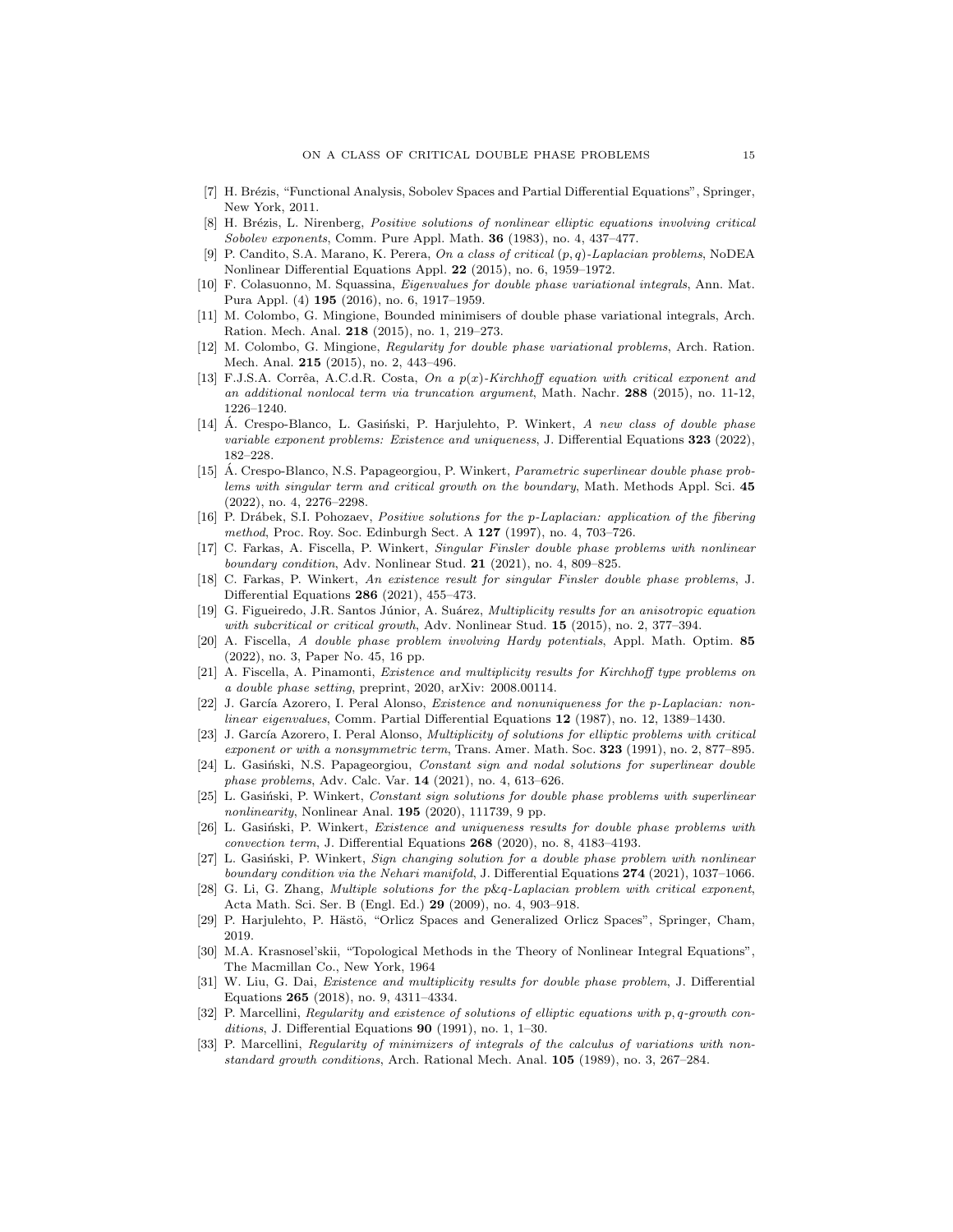[7] H. Brézis, "Functional Analysis, Sobolev Spaces and Partial Differential Equations", Springer, New York, 2011.

[8] H. Brézis, L. Nirenberg, *Positive solutions of nonlinear elliptic equations involving critical Sobolev exponents*, Comm. Pure Appl. Math. **36** (1983), no. 4, 437–477.

[9] P. Candito, S.A. Marano, K. Perera, *On a class of critical $(p,q)$-Laplacian problems*, NoDEA Nonlinear Differential Equations Appl. **22** (2015), no. 6, 1959–1972.

[10] F. Colasuonno, M. Squassina, *Eigenvalues for double phase variational integrals*, Ann. Mat. Pura Appl. (4) **195** (2016), no. 6, 1917–1959.

[11] M. Colombo, G. Mingione, Bounded minimisers of double phase variational integrals, Arch. Ration. Mech. Anal. **218** (2015), no. 1, 219–273.

[12] M. Colombo, G. Mingione, *Regularity for double phase variational problems*, Arch. Ration. Mech. Anal. **215** (2015), no. 2, 443–496.

[13] F.J.S.A. Corrêa, A.C.d.R. Costa, *On a $p(x)$-Kirchhoff equation with critical exponent and an additional nonlocal term via truncation argument*, Math. Nachr. **288** (2015), no. 11-12, 1226–1240.

[14] Á. Crespo-Blanco, L. Gasiński, P. Harjulehto, P. Winkert, *A new class of double phase variable exponent problems: Existence and uniqueness*, J. Differential Equations **323** (2022), 182–228.

[15] Á. Crespo-Blanco, N.S. Papageorgiou, P. Winkert, *Parametric superlinear double phase problems with singular term and critical growth on the boundary*, Math. Methods Appl. Sci. **45** (2022), no. 4, 2276–2298.

[16] P. Drábek, S.I. Pohozaev, *Positive solutions for the p-Laplacian: application of the fibering method*, Proc. Roy. Soc. Edinburgh Sect. A **127** (1997), no. 4, 703–726.

[17] C. Farkas, A. Fiscella, P. Winkert, *Singular Finsler double phase problems with nonlinear boundary condition*, Adv. Nonlinear Stud. **21** (2021), no. 4, 809–825.

[18] C. Farkas, P. Winkert, *An existence result for singular Finsler double phase problems*, J. Differential Equations **286** (2021), 455–473.

[19] G. Figueiredo, J.R. Santos Júnior, A. Suárez, *Multiplicity results for an anisotropic equation with subcritical or critical growth*, Adv. Nonlinear Stud. **15** (2015), no. 2, 377–394.

[20] A. Fiscella, *A double phase problem involving Hardy potentials*, Appl. Math. Optim. **85** (2022), no. 3, Paper No. 45, 16 pp.

[21] A. Fiscella, A. Pinamonti, *Existence and multiplicity results for Kirchhoff type problems on a double phase setting*, preprint, 2020, arXiv: 2008.00114.

[22] J. García Azorero, I. Peral Alonso, *Existence and nonuniqueness for the p-Laplacian: nonlinear eigenvalues*, Comm. Partial Differential Equations **12** (1987), no. 12, 1389–1430.

[23] J. García Azorero, I. Peral Alonso, *Multiplicity of solutions for elliptic problems with critical exponent or with a nonsymmetric term*, Trans. Amer. Math. Soc. **323** (1991), no. 2, 877–895.

[24] L. Gasiński, N.S. Papageorgiou, *Constant sign and nodal solutions for superlinear double phase problems*, Adv. Calc. Var. **14** (2021), no. 4, 613–626.

[25] L. Gasiński, P. Winkert, *Constant sign solutions for double phase problems with superlinear nonlinearity*, Nonlinear Anal. **195** (2020), 111739, 9 pp.

[26] L. Gasiński, P. Winkert, *Existence and uniqueness results for double phase problems with convection term*, J. Differential Equations **268** (2020), no. 8, 4183–4193.

[27] L. Gasiński, P. Winkert, *Sign changing solution for a double phase problem with nonlinear boundary condition via the Nehari manifold*, J. Differential Equations **274** (2021), 1037–1066.

[28] G. Li, G. Zhang, *Multiple solutions for the p&q-Laplacian problem with critical exponent*, Acta Math. Sci. Ser. B (Engl. Ed.) **29** (2009), no. 4, 903–918.

[29] P. Harjulehto, P. Hästö, "Orlicz Spaces and Generalized Orlicz Spaces", Springer, Cham, 2019.

[30] M.A. Krasnosel'skii, "Topological Methods in the Theory of Nonlinear Integral Equations", The Macmillan Co., New York, 1964

[31] W. Liu, G. Dai, *Existence and multiplicity results for double phase problem*, J. Differential Equations **265** (2018), no. 9, 4311–4334.

[32] P. Marcellini, *Regularity and existence of solutions of elliptic equations with p, q-growth conditions*, J. Differential Equations **90** (1991), no. 1, 1–30.

[33] P. Marcellini, *Regularity of minimizers of integrals of the calculus of variations with nonstandard growth conditions*, Arch. Rational Mech. Anal. **105** (1989), no. 3, 267–284.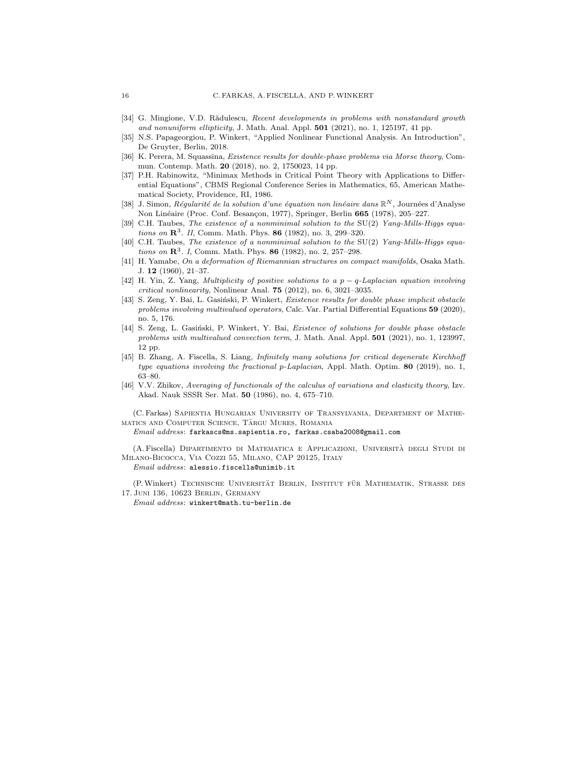[34] G. Mingione, V.D. Rădulescu, *Recent developments in problems with nonstandard growth and nonuniform ellipticity*, J. Math. Anal. Appl. **501** (2021), no. 1, 125197, 41 pp.

[35] N.S. Papageorgiou, P. Winkert, "Applied Nonlinear Functional Analysis. An Introduction", De Gruyter, Berlin, 2018.

[36] K. Perera, M. Squassina, *Existence results for double-phase problems via Morse theory*, Commun. Contemp. Math. **20** (2018), no. 2, 1750023, 14 pp.

[37] P.H. Rabinowitz, "Minimax Methods in Critical Point Theory with Applications to Differential Equations", CBMS Regional Conference Series in Mathematics, 65, American Mathematical Society, Providence, RI, 1986.

[38] J. Simon, *Régularité de la solution d'une équation non linéaire dans* $\mathbb{R}^N$, Journées d'Analyse Non Linéaire (Proc. Conf. Besançon, 1977), Springer, Berlin **665** (1978), 205–227.

[39] C.H. Taubes, *The existence of a nonminimal solution to the* SU(2) *Yang-Mills-Higgs equations on* $\mathbf{R}^3$. *II*, Comm. Math. Phys. **86** (1982), no. 3, 299–320.

[40] C.H. Taubes, *The existence of a nonminimal solution to the* SU(2) *Yang-Mills-Higgs equations on* $\mathbf{R}^3$. *I*, Comm. Math. Phys. **86** (1982), no. 2, 257–298.

[41] H. Yamabe, *On a deformation of Riemannian structures on compact manifolds*, Osaka Math. J. **12** (1960), 21–37.

[42] H. Yin, Z. Yang, *Multiplicity of positive solutions to a* $p-q$*-Laplacian equation involving critical nonlinearity*, Nonlinear Anal. **75** (2012), no. 6, 3021–3035.

[43] S. Zeng, Y. Bai, L. Gasiński, P. Winkert, *Existence results for double phase implicit obstacle problems involving multivalued operators*, Calc. Var. Partial Differential Equations **59** (2020), no. 5, 176.

[44] S. Zeng, L. Gasiński, P. Winkert, Y. Bai, *Existence of solutions for double phase obstacle problems with multivalued convection term*, J. Math. Anal. Appl. **501** (2021), no. 1, 123997, 12 pp.

[45] B. Zhang, A. Fiscella, S. Liang, *Infinitely many solutions for critical degenerate Kirchhoff type equations involving the fractional* $p$*-Laplacian*, Appl. Math. Optim. **80** (2019), no. 1, 63–80.

[46] V.V. Zhikov, *Averaging of functionals of the calculus of variations and elasticity theory*, Izv. Akad. Nauk SSSR Ser. Mat. **50** (1986), no. 4, 675–710.

(C. Farkas) Sapientia Hungarian University of Transylvania, Department of Mathematics and Computer Science, Târgu Mureș, Romania

*Email address*: farkascs@ms.sapientia.ro, farkas.csaba2008@gmail.com

(A. Fiscella) Dipartimento di Matematica e Applicazioni, Università degli Studi di Milano-Bicocca, Via Cozzi 55, Milano, CAP 20125, Italy

*Email address*: alessio.fiscella@unimib.it

(P. Winkert) Technische Universität Berlin, Institut für Mathematik, Strasse des 17. Juni 136, 10623 Berlin, Germany

*Email address*: winkert@math.tu-berlin.de